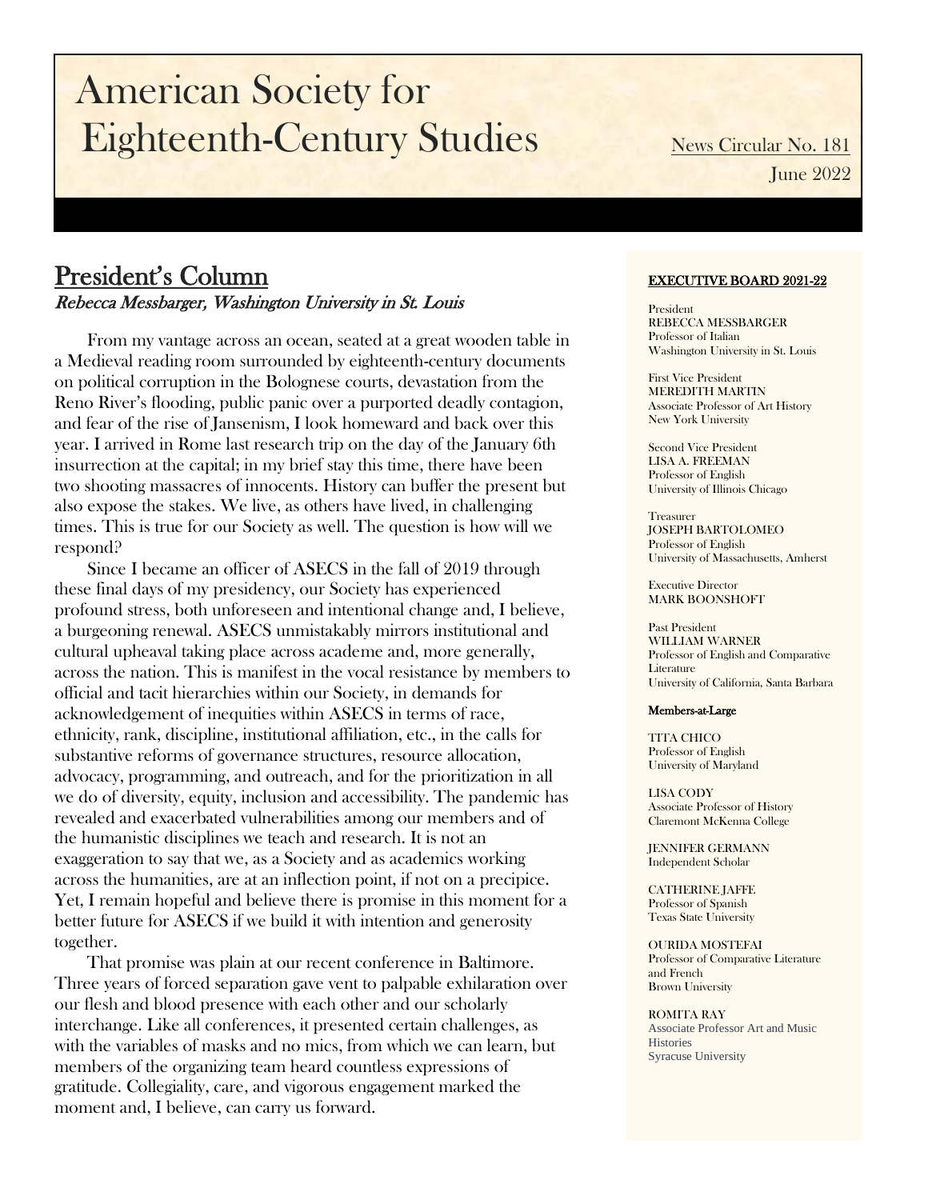# American Society for Eighteenth-Century Studies

News Circular No. 181

June 2022

## President's Column

*Rebecca Messbarger, Washington University in St. Louis*

From my vantage across an ocean, seated at a great wooden table in a Medieval reading room surrounded by eighteenth-century documents on political corruption in the Bolognese courts, devastation from the Reno River's flooding, public panic over a purported deadly contagion, and fear of the rise of Jansenism, I look homeward and back over this year. I arrived in Rome last research trip on the day of the January 6th insurrection at the capital; in my brief stay this time, there have been two shooting massacres of innocents. History can buffer the present but also expose the stakes. We live, as others have lived, in challenging times. This is true for our Society as well. The question is how will we respond?

Since I became an officer of ASECS in the fall of 2019 through these final days of my presidency, our Society has experienced profound stress, both unforeseen and intentional change and, I believe, a burgeoning renewal. ASECS unmistakably mirrors institutional and cultural upheaval taking place across academe and, more generally, across the nation. This is manifest in the vocal resistance by members to official and tacit hierarchies within our Society, in demands for acknowledgement of inequities within ASECS in terms of race, ethnicity, rank, discipline, institutional affiliation, etc., in the calls for substantive reforms of governance structures, resource allocation, advocacy, programming, and outreach, and for the prioritization in all we do of diversity, equity, inclusion and accessibility. The pandemic has revealed and exacerbated vulnerabilities among our members and of the humanistic disciplines we teach and research. It is not an exaggeration to say that we, as a Society and as academics working across the humanities, are at an inflection point, if not on a precipice. Yet, I remain hopeful and believe there is promise in this moment for a better future for ASECS if we build it with intention and generosity together.

That promise was plain at our recent conference in Baltimore. Three years of forced separation gave vent to palpable exhilaration over our flesh and blood presence with each other and our scholarly interchange. Like all conferences, it presented certain challenges, as with the variables of masks and no mics, from which we can learn, but members of the organizing team heard countless expressions of gratitude. Collegiality, care, and vigorous engagement marked the moment and, I believe, can carry us forward.

### EXECUTIVE BOARD 2021-22

President
REBECCA MESSBARGER
Professor of Italian
Washington University in St. Louis

First Vice President
MEREDITH MARTIN
Associate Professor of Art History
New York University

Second Vice President
LISA A. FREEMAN
Professor of English
University of Illinois Chicago

Treasurer
JOSEPH BARTOLOMEO
Professor of English
University of Massachusetts, Amherst

Executive Director
MARK BOONSHOFT

Past President
WILLIAM WARNER
Professor of English and Comparative Literature
University of California, Santa Barbara

#### Members-at-Large

TITA CHICO
Professor of English
University of Maryland

LISA CODY
Associate Professor of History
Claremont McKenna College

JENNIFER GERMANN
Independent Scholar

CATHERINE JAFFE
Professor of Spanish
Texas State University

OURIDA MOSTEFAI
Professor of Comparative Literature and French
Brown University

ROMITA RAY
Associate Professor Art and Music Histories
Syracuse University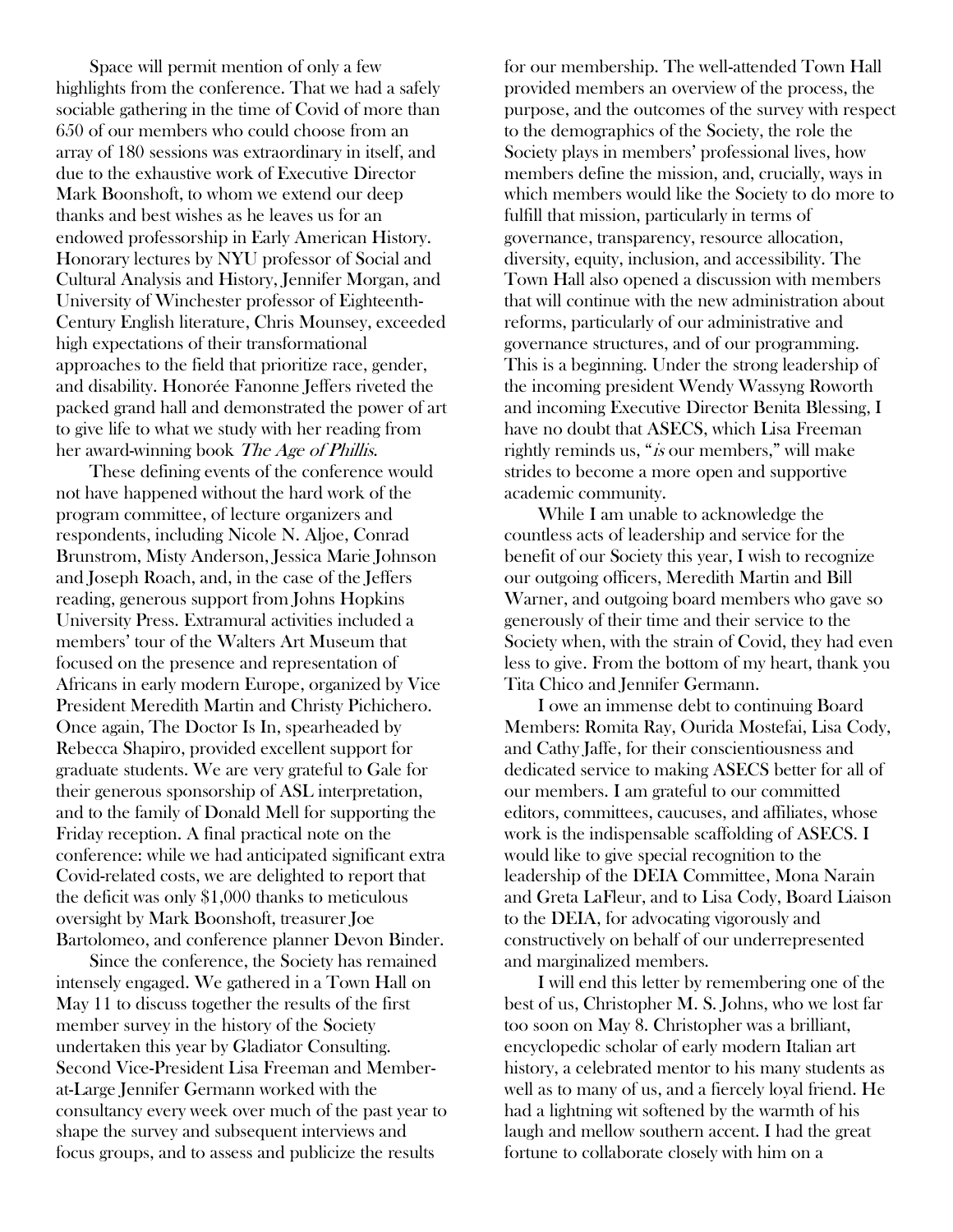Space will permit mention of only a few highlights from the conference. That we had a safely sociable gathering in the time of Covid of more than 650 of our members who could choose from an array of 180 sessions was extraordinary in itself, and due to the exhaustive work of Executive Director Mark Boonshoft, to whom we extend our deep thanks and best wishes as he leaves us for an endowed professorship in Early American History. Honorary lectures by NYU professor of Social and Cultural Analysis and History, Jennifer Morgan, and University of Winchester professor of Eighteenth-Century English literature, Chris Mounsey, exceeded high expectations of their transformational approaches to the field that prioritize race, gender, and disability. Honorée Fanonne Jeffers riveted the packed grand hall and demonstrated the power of art to give life to what we study with her reading from her award-winning book *The Age of Phillis*.

These defining events of the conference would not have happened without the hard work of the program committee, of lecture organizers and respondents, including Nicole N. Aljoe, Conrad Brunstrom, Misty Anderson, Jessica Marie Johnson and Joseph Roach, and, in the case of the Jeffers reading, generous support from Johns Hopkins University Press. Extramural activities included a members' tour of the Walters Art Museum that focused on the presence and representation of Africans in early modern Europe, organized by Vice President Meredith Martin and Christy Pichichero. Once again, The Doctor Is In, spearheaded by Rebecca Shapiro, provided excellent support for graduate students. We are very grateful to Gale for their generous sponsorship of ASL interpretation, and to the family of Donald Mell for supporting the Friday reception. A final practical note on the conference: while we had anticipated significant extra Covid-related costs, we are delighted to report that the deficit was only $1,000 thanks to meticulous oversight by Mark Boonshoft, treasurer Joe Bartolomeo, and conference planner Devon Binder.

Since the conference, the Society has remained intensely engaged. We gathered in a Town Hall on May 11 to discuss together the results of the first member survey in the history of the Society undertaken this year by Gladiator Consulting. Second Vice-President Lisa Freeman and Member-at-Large Jennifer Germann worked with the consultancy every week over much of the past year to shape the survey and subsequent interviews and focus groups, and to assess and publicize the results for our membership. The well-attended Town Hall provided members an overview of the process, the purpose, and the outcomes of the survey with respect to the demographics of the Society, the role the Society plays in members' professional lives, how members define the mission, and, crucially, ways in which members would like the Society to do more to fulfill that mission, particularly in terms of governance, transparency, resource allocation, diversity, equity, inclusion, and accessibility. The Town Hall also opened a discussion with members that will continue with the new administration about reforms, particularly of our administrative and governance structures, and of our programming. This is a beginning. Under the strong leadership of the incoming president Wendy Wassyng Roworth and incoming Executive Director Benita Blessing, I have no doubt that ASECS, which Lisa Freeman rightly reminds us, "*is* our members," will make strides to become a more open and supportive academic community.

While I am unable to acknowledge the countless acts of leadership and service for the benefit of our Society this year, I wish to recognize our outgoing officers, Meredith Martin and Bill Warner, and outgoing board members who gave so generously of their time and their service to the Society when, with the strain of Covid, they had even less to give. From the bottom of my heart, thank you Tita Chico and Jennifer Germann.

I owe an immense debt to continuing Board Members: Romita Ray, Ourida Mostefai, Lisa Cody, and Cathy Jaffe, for their conscientiousness and dedicated service to making ASECS better for all of our members. I am grateful to our committed editors, committees, caucuses, and affiliates, whose work is the indispensable scaffolding of ASECS. I would like to give special recognition to the leadership of the DEIA Committee, Mona Narain and Greta LaFleur, and to Lisa Cody, Board Liaison to the DEIA, for advocating vigorously and constructively on behalf of our underrepresented and marginalized members.

I will end this letter by remembering one of the best of us, Christopher M. S. Johns, who we lost far too soon on May 8. Christopher was a brilliant, encyclopedic scholar of early modern Italian art history, a celebrated mentor to his many students as well as to many of us, and a fiercely loyal friend. He had a lightning wit softened by the warmth of his laugh and mellow southern accent. I had the great fortune to collaborate closely with him on a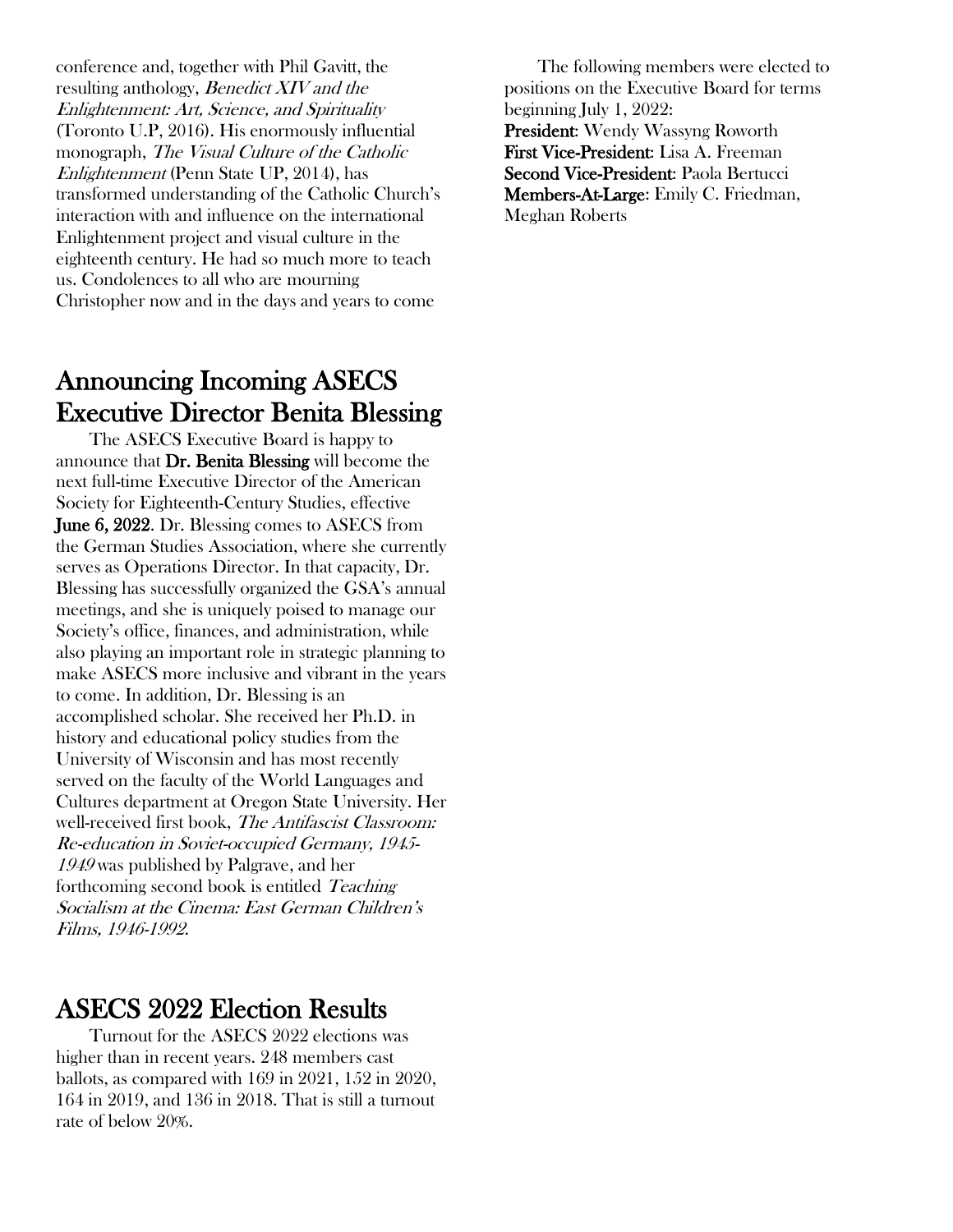conference and, together with Phil Gavitt, the resulting anthology, *Benedict XIV and the Enlightenment: Art, Science, and Spirituality* (Toronto U.P, 2016). His enormously influential monograph, *The Visual Culture of the Catholic Enlightenment* (Penn State UP, 2014), has transformed understanding of the Catholic Church's interaction with and influence on the international Enlightenment project and visual culture in the eighteenth century. He had so much more to teach us. Condolences to all who are mourning Christopher now and in the days and years to come

## Announcing Incoming ASECS Executive Director Benita Blessing

The ASECS Executive Board is happy to announce that **Dr. Benita Blessing** will become the next full-time Executive Director of the American Society for Eighteenth-Century Studies, effective **June 6, 2022**. Dr. Blessing comes to ASECS from the German Studies Association, where she currently serves as Operations Director. In that capacity, Dr. Blessing has successfully organized the GSA's annual meetings, and she is uniquely poised to manage our Society's office, finances, and administration, while also playing an important role in strategic planning to make ASECS more inclusive and vibrant in the years to come. In addition, Dr. Blessing is an accomplished scholar. She received her Ph.D. in history and educational policy studies from the University of Wisconsin and has most recently served on the faculty of the World Languages and Cultures department at Oregon State University. Her well-received first book, *The Antifascist Classroom: Re-education in Soviet-occupied Germany, 1945-1949* was published by Palgrave, and her forthcoming second book is entitled *Teaching Socialism at the Cinema: East German Children's Films, 1946-1992*.

## ASECS 2022 Election Results

Turnout for the ASECS 2022 elections was higher than in recent years. 248 members cast ballots, as compared with 169 in 2021, 152 in 2020, 164 in 2019, and 136 in 2018. That is still a turnout rate of below 20%.

The following members were elected to positions on the Executive Board for terms beginning July 1, 2022:

**President**: Wendy Wassyng Roworth
**First Vice-President**: Lisa A. Freeman
**Second Vice-President**: Paola Bertucci
**Members-At-Large**: Emily C. Friedman, Meghan Roberts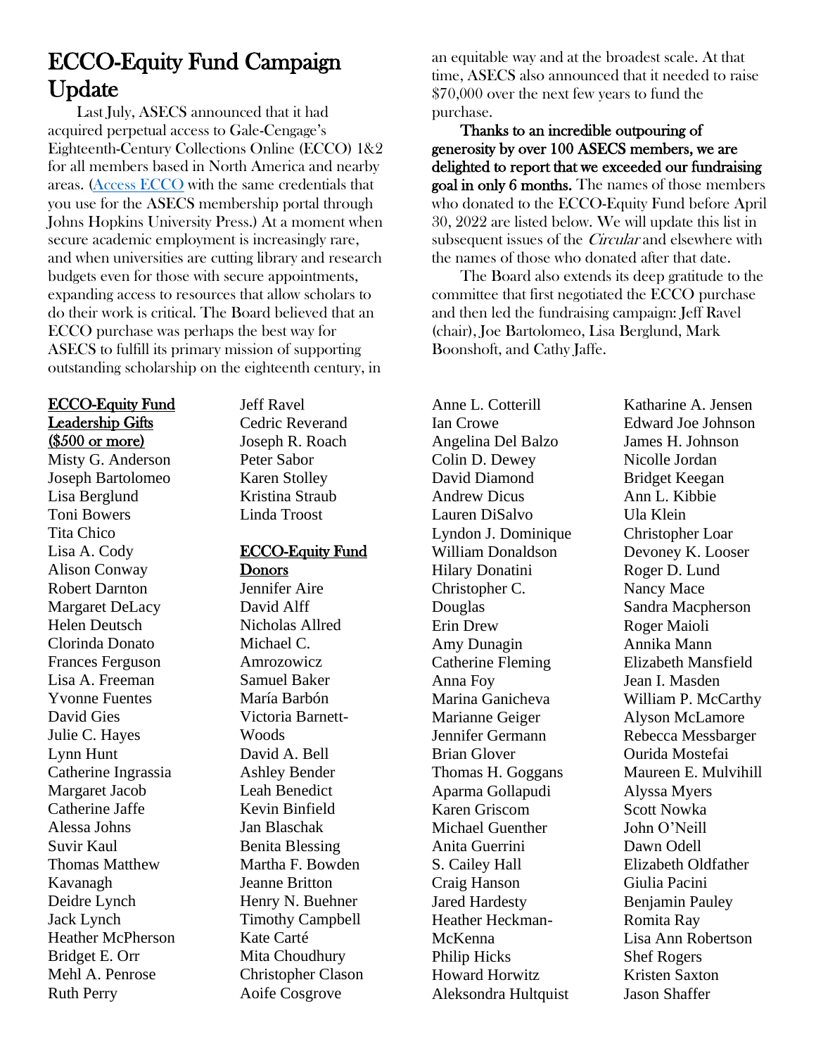# ECCO-Equity Fund Campaign Update

Last July, ASECS announced that it had acquired perpetual access to Gale-Cengage's Eighteenth-Century Collections Online (ECCO) 1&2 for all members based in North America and nearby areas. (Access ECCO with the same credentials that you use for the ASECS membership portal through Johns Hopkins University Press.) At a moment when secure academic employment is increasingly rare, and when universities are cutting library and research budgets even for those with secure appointments, expanding access to resources that allow scholars to do their work is critical. The Board believed that an ECCO purchase was perhaps the best way for ASECS to fulfill its primary mission of supporting outstanding scholarship on the eighteenth century, in an equitable way and at the broadest scale. At that time, ASECS also announced that it needed to raise $70,000 over the next few years to fund the purchase.

**Thanks to an incredible outpouring of generosity by over 100 ASECS members, we are delighted to report that we exceeded our fundraising goal in only 6 months.** The names of those members who donated to the ECCO-Equity Fund before April 30, 2022 are listed below. We will update this list in subsequent issues of the *Circular* and elsewhere with the names of those who donated after that date.

The Board also extends its deep gratitude to the committee that first negotiated the ECCO purchase and then led the fundraising campaign: Jeff Ravel (chair), Joe Bartolomeo, Lisa Berglund, Mark Boonshoft, and Cathy Jaffe.

**ECCO-Equity Fund Leadership Gifts ($500 or more)**

Misty G. Anderson
Joseph Bartolomeo
Lisa Berglund
Toni Bowers
Tita Chico
Lisa A. Cody
Alison Conway
Robert Darnton
Margaret DeLacy
Helen Deutsch
Clorinda Donato
Frances Ferguson
Lisa A. Freeman
Yvonne Fuentes
David Gies
Julie C. Hayes
Lynn Hunt
Catherine Ingrassia
Margaret Jacob
Catherine Jaffe
Alessa Johns
Suvir Kaul
Thomas Matthew Kavanagh
Deidre Lynch
Jack Lynch
Heather McPherson
Bridget E. Orr
Mehl A. Penrose
Ruth Perry
Jeff Ravel
Cedric Reverand
Joseph R. Roach
Peter Sabor
Karen Stolley
Kristina Straub
Linda Troost

**ECCO-Equity Fund Donors**

Jennifer Aire
David Alff
Nicholas Allred
Michael C. Amrozowicz
Samuel Baker
María Barbón
Victoria Barnett-Woods
David A. Bell
Ashley Bender
Leah Benedict
Kevin Binfield
Jan Blaschak
Benita Blessing
Martha F. Bowden
Jeanne Britton
Henry N. Buehner
Timothy Campbell
Kate Carté
Mita Choudhury
Christopher Clason
Aoife Cosgrove
Anne L. Cotterill
Ian Crowe
Angelina Del Balzo
Colin D. Dewey
David Diamond
Andrew Dicus
Lauren DiSalvo
Lyndon J. Dominique
William Donaldson
Hilary Donatini
Christopher C. Douglas
Erin Drew
Amy Dunagin
Catherine Fleming
Anna Foy
Marina Ganicheva
Marianne Geiger
Jennifer Germann
Brian Glover
Thomas H. Goggans
Aparma Gollapudi
Karen Griscom
Michael Guenther
Anita Guerrini
S. Cailey Hall
Craig Hanson
Jared Hardesty
Heather Heckman-McKenna
Philip Hicks
Howard Horwitz
Aleksondra Hultquist
Katharine A. Jensen
Edward Joe Johnson
James H. Johnson
Nicolle Jordan
Bridget Keegan
Ann L. Kibbie
Ula Klein
Christopher Loar
Devoney K. Looser
Roger D. Lund
Nancy Mace
Sandra Macpherson
Roger Maioli
Annika Mann
Elizabeth Mansfield
Jean I. Masden
William P. McCarthy
Alyson McLamore
Rebecca Messbarger
Ourida Mostefai
Maureen E. Mulvihill
Alyssa Myers
Scott Nowka
John O'Neill
Dawn Odell
Elizabeth Oldfather
Giulia Pacini
Benjamin Pauley
Romita Ray
Lisa Ann Robertson
Shef Rogers
Kristen Saxton
Jason Shaffer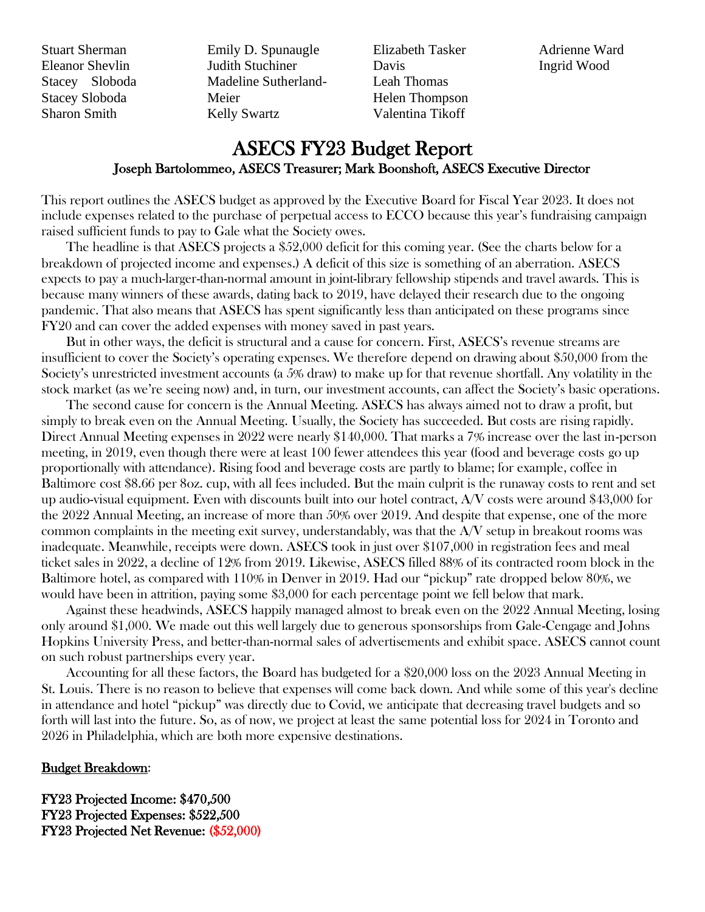Stuart Sherman
Eleanor Shevlin
Stacey Sloboda
Stacey Sloboda
Sharon Smith
Emily D. Spunaugle
Judith Stuchiner
Madeline Sutherland-Meier
Kelly Swartz
Elizabeth Tasker Davis
Leah Thomas
Helen Thompson
Valentina Tikoff
Adrienne Ward
Ingrid Wood

# ASECS FY23 Budget Report

### Joseph Bartolommeo, ASECS Treasurer; Mark Boonshoft, ASECS Executive Director

This report outlines the ASECS budget as approved by the Executive Board for Fiscal Year 2023. It does not include expenses related to the purchase of perpetual access to ECCO because this year's fundraising campaign raised sufficient funds to pay to Gale what the Society owes.

The headline is that ASECS projects a $52,000 deficit for this coming year. (See the charts below for a breakdown of projected income and expenses.) A deficit of this size is something of an aberration. ASECS expects to pay a much-larger-than-normal amount in joint-library fellowship stipends and travel awards. This is because many winners of these awards, dating back to 2019, have delayed their research due to the ongoing pandemic. That also means that ASECS has spent significantly less than anticipated on these programs since FY20 and can cover the added expenses with money saved in past years.

But in other ways, the deficit is structural and a cause for concern. First, ASECS's revenue streams are insufficient to cover the Society's operating expenses. We therefore depend on drawing about $50,000 from the Society's unrestricted investment accounts (a 5% draw) to make up for that revenue shortfall. Any volatility in the stock market (as we're seeing now) and, in turn, our investment accounts, can affect the Society's basic operations.

The second cause for concern is the Annual Meeting. ASECS has always aimed not to draw a profit, but simply to break even on the Annual Meeting. Usually, the Society has succeeded. But costs are rising rapidly. Direct Annual Meeting expenses in 2022 were nearly $140,000. That marks a 7% increase over the last in-person meeting, in 2019, even though there were at least 100 fewer attendees this year (food and beverage costs go up proportionally with attendance). Rising food and beverage costs are partly to blame; for example, coffee in Baltimore cost $8.66 per 8oz. cup, with all fees included. But the main culprit is the runaway costs to rent and set up audio-visual equipment. Even with discounts built into our hotel contract, A/V costs were around $43,000 for the 2022 Annual Meeting, an increase of more than 50% over 2019. And despite that expense, one of the more common complaints in the meeting exit survey, understandably, was that the A/V setup in breakout rooms was inadequate. Meanwhile, receipts were down. ASECS took in just over $107,000 in registration fees and meal ticket sales in 2022, a decline of 12% from 2019. Likewise, ASECS filled 88% of its contracted room block in the Baltimore hotel, as compared with 110% in Denver in 2019. Had our "pickup" rate dropped below 80%, we would have been in attrition, paying some $3,000 for each percentage point we fell below that mark.

Against these headwinds, ASECS happily managed almost to break even on the 2022 Annual Meeting, losing only around $1,000. We made out this well largely due to generous sponsorships from Gale-Cengage and Johns Hopkins University Press, and better-than-normal sales of advertisements and exhibit space. ASECS cannot count on such robust partnerships every year.

Accounting for all these factors, the Board has budgeted for a $20,000 loss on the 2023 Annual Meeting in St. Louis. There is no reason to believe that expenses will come back down. And while some of this year's decline in attendance and hotel "pickup" was directly due to Covid, we anticipate that decreasing travel budgets and so forth will last into the future. So, as of now, we project at least the same potential loss for 2024 in Toronto and 2026 in Philadelphia, which are both more expensive destinations.

<u>Budget Breakdown</u>:

**FY23 Projected Income: $470,500**
**FY23 Projected Expenses: $522,500**
**FY23 Projected Net Revenue: ($52,000)**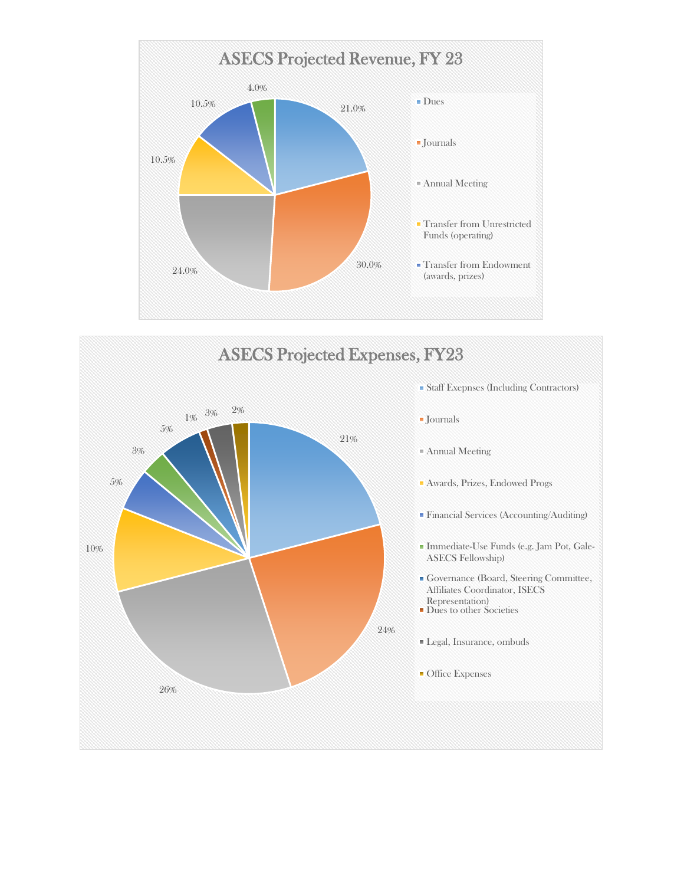## ASECS Projected Revenue, FY 23

| Category | Percentage |
|---|---|
| Dues | 21.0% |
| Journals | 30.0% |
| Annual Meeting | 24.0% |
| Transfer from Unrestricted Funds (operating) | 10.5% |
| Transfer from Endowment (awards, prizes) | 10.5% |
| (unlabeled) | 4.0% |

## ASECS Projected Expenses, FY23

| Category | Percentage |
|---|---|
| Staff Exepnses (Including Contractors) | 21% |
| Journals | 24% |
| Annual Meeting | 26% |
| Awards, Prizes, Endowed Progs | 10% |
| Financial Services (Accounting/Auditing) | 5% |
| Immediate-Use Funds (e.g. Jam Pot, Gale-ASECS Fellowship) | 3% |
| Governance (Board, Steering Committee, Affiliates Coordinator, ISECS Representation) | 5% |
| Dues to other Societies | 1% |
| Legal, Insurance, ombuds | 3% |
| Office Expenses | 2% |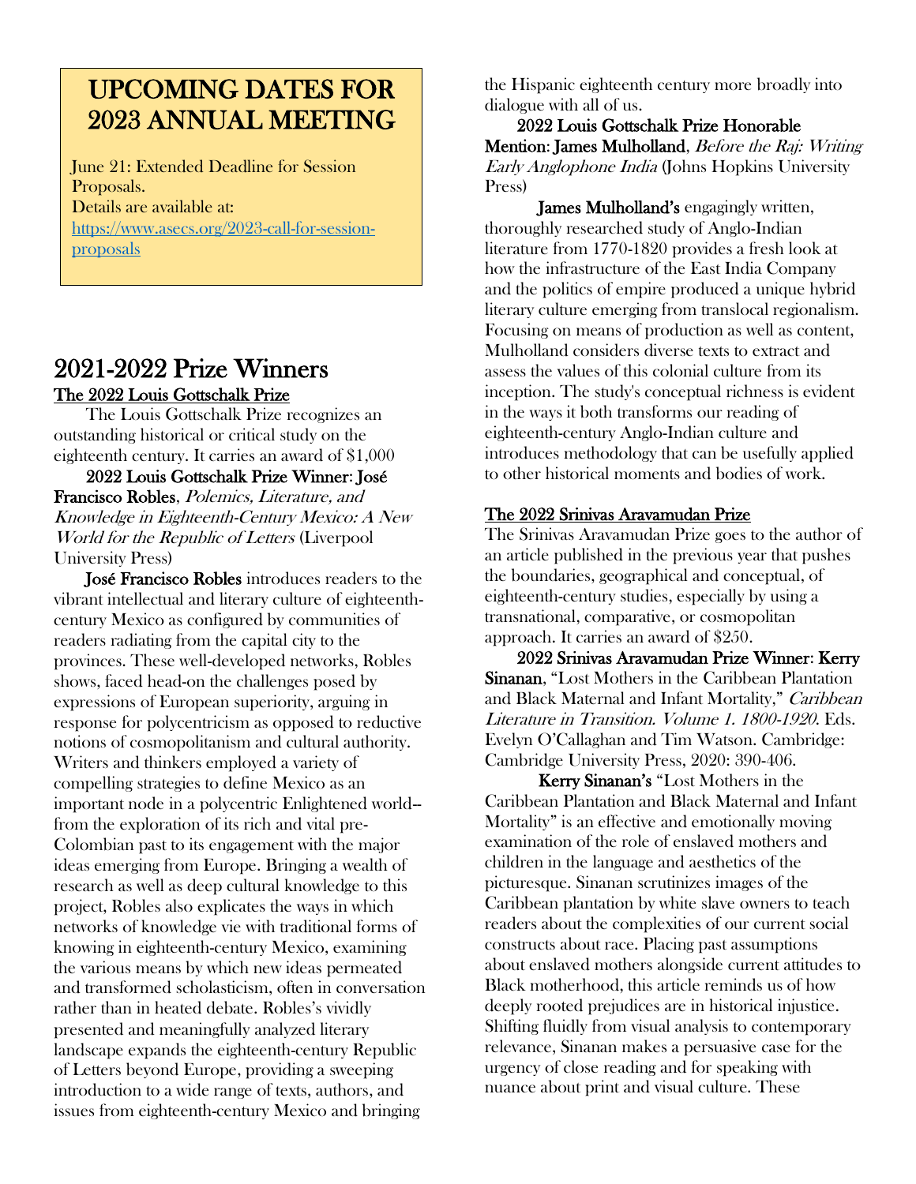## UPCOMING DATES FOR 2023 ANNUAL MEETING

June 21: Extended Deadline for Session Proposals.
Details are available at: https://www.asecs.org/2023-call-for-session-proposals

# 2021-2022 Prize Winners

## The 2022 Louis Gottschalk Prize

The Louis Gottschalk Prize recognizes an outstanding historical or critical study on the eighteenth century. It carries an award of $1,000

**2022 Louis Gottschalk Prize Winner: José Francisco Robles**, *Polemics, Literature, and Knowledge in Eighteenth-Century Mexico: A New World for the Republic of Letters* (Liverpool University Press)

**José Francisco Robles** introduces readers to the vibrant intellectual and literary culture of eighteenth-century Mexico as configured by communities of readers radiating from the capital city to the provinces. These well-developed networks, Robles shows, faced head-on the challenges posed by expressions of European superiority, arguing in response for polycentricism as opposed to reductive notions of cosmopolitanism and cultural authority. Writers and thinkers employed a variety of compelling strategies to define Mexico as an important node in a polycentric Enlightened world-- from the exploration of its rich and vital pre-Colombian past to its engagement with the major ideas emerging from Europe. Bringing a wealth of research as well as deep cultural knowledge to this project, Robles also explicates the ways in which networks of knowledge vie with traditional forms of knowing in eighteenth-century Mexico, examining the various means by which new ideas permeated and transformed scholasticism, often in conversation rather than in heated debate. Robles's vividly presented and meaningfully analyzed literary landscape expands the eighteenth-century Republic of Letters beyond Europe, providing a sweeping introduction to a wide range of texts, authors, and issues from eighteenth-century Mexico and bringing the Hispanic eighteenth century more broadly into dialogue with all of us.

**2022 Louis Gottschalk Prize Honorable Mention: James Mulholland**, *Before the Raj: Writing Early Anglophone India* (Johns Hopkins University Press)

**James Mulholland's** engagingly written, thoroughly researched study of Anglo-Indian literature from 1770-1820 provides a fresh look at how the infrastructure of the East India Company and the politics of empire produced a unique hybrid literary culture emerging from translocal regionalism. Focusing on means of production as well as content, Mulholland considers diverse texts to extract and assess the values of this colonial culture from its inception. The study's conceptual richness is evident in the ways it both transforms our reading of eighteenth-century Anglo-Indian culture and introduces methodology that can be usefully applied to other historical moments and bodies of work.

## The 2022 Srinivas Aravamudan Prize

The Srinivas Aravamudan Prize goes to the author of an article published in the previous year that pushes the boundaries, geographical and conceptual, of eighteenth-century studies, especially by using a transnational, comparative, or cosmopolitan approach. It carries an award of $250.

**2022 Srinivas Aravamudan Prize Winner: Kerry Sinanan**, "Lost Mothers in the Caribbean Plantation and Black Maternal and Infant Mortality," *Caribbean Literature in Transition. Volume 1. 1800-1920.* Eds. Evelyn O'Callaghan and Tim Watson. Cambridge: Cambridge University Press, 2020: 390-406.

**Kerry Sinanan's** "Lost Mothers in the Caribbean Plantation and Black Maternal and Infant Mortality" is an effective and emotionally moving examination of the role of enslaved mothers and children in the language and aesthetics of the picturesque. Sinanan scrutinizes images of the Caribbean plantation by white slave owners to teach readers about the complexities of our current social constructs about race. Placing past assumptions about enslaved mothers alongside current attitudes to Black motherhood, this article reminds us of how deeply rooted prejudices are in historical injustice. Shifting fluidly from visual analysis to contemporary relevance, Sinanan makes a persuasive case for the urgency of close reading and for speaking with nuance about print and visual culture. These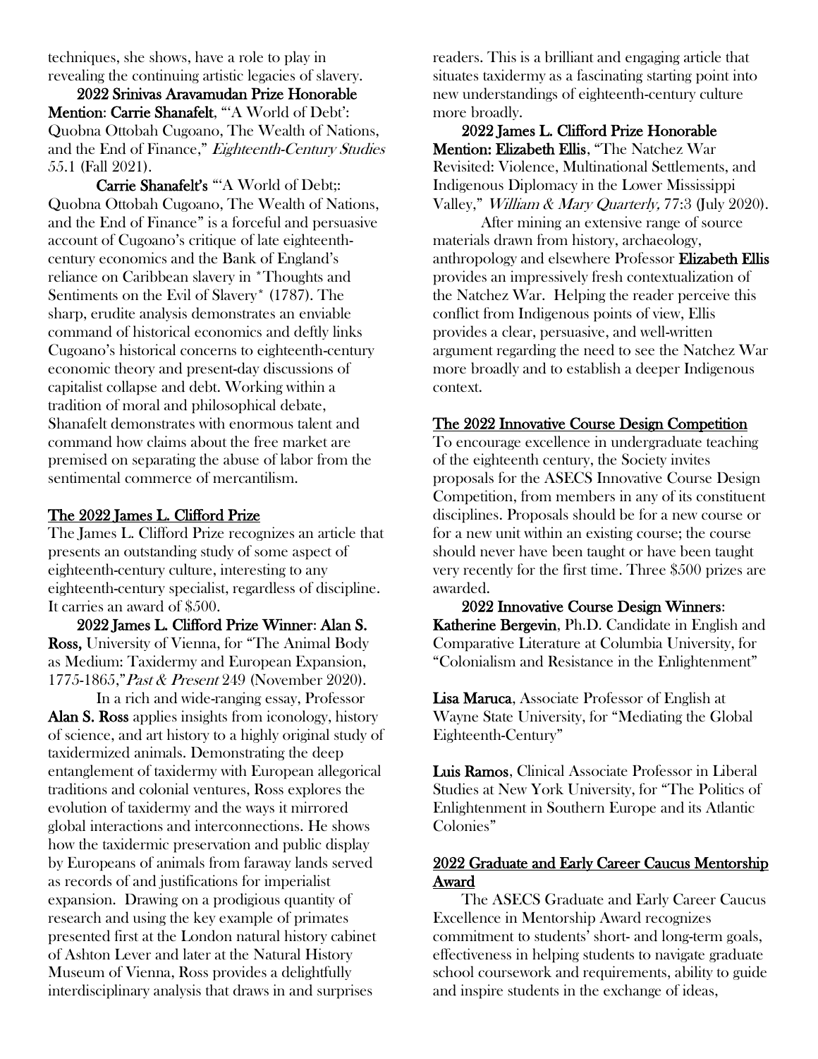techniques, she shows, have a role to play in revealing the continuing artistic legacies of slavery.

**2022 Srinivas Aravamudan Prize Honorable Mention**: **Carrie Shanafelt**, "'A World of Debt': Quobna Ottobah Cugoano, The Wealth of Nations, and the End of Finance," *Eighteenth-Century Studies* 55.1 (Fall 2021).

**Carrie Shanafelt's** "'A World of Debt;: Quobna Ottobah Cugoano, The Wealth of Nations, and the End of Finance" is a forceful and persuasive account of Cugoano's critique of late eighteenth-century economics and the Bank of England's reliance on Caribbean slavery in *Thoughts and Sentiments on the Evil of Slavery* (1787). The sharp, erudite analysis demonstrates an enviable command of historical economics and deftly links Cugoano's historical concerns to eighteenth-century economic theory and present-day discussions of capitalist collapse and debt. Working within a tradition of moral and philosophical debate, Shanafelt demonstrates with enormous talent and command how claims about the free market are premised on separating the abuse of labor from the sentimental commerce of mercantilism.

## The 2022 James L. Clifford Prize

The James L. Clifford Prize recognizes an article that presents an outstanding study of some aspect of eighteenth-century culture, interesting to any eighteenth-century specialist, regardless of discipline. It carries an award of $500.

**2022 James L. Clifford Prize Winner: Alan S. Ross,** University of Vienna, for "The Animal Body as Medium: Taxidermy and European Expansion, 1775-1865,"*Past & Present* 249 (November 2020).

In a rich and wide-ranging essay, Professor **Alan S. Ross** applies insights from iconology, history of science, and art history to a highly original study of taxidermized animals. Demonstrating the deep entanglement of taxidermy with European allegorical traditions and colonial ventures, Ross explores the evolution of taxidermy and the ways it mirrored global interactions and interconnections. He shows how the taxidermic preservation and public display by Europeans of animals from faraway lands served as records of and justifications for imperialist expansion. Drawing on a prodigious quantity of research and using the key example of primates presented first at the London natural history cabinet of Ashton Lever and later at the Natural History Museum of Vienna, Ross provides a delightfully interdisciplinary analysis that draws in and surprises readers. This is a brilliant and engaging article that situates taxidermy as a fascinating starting point into new understandings of eighteenth-century culture more broadly.

**2022 James L. Clifford Prize Honorable Mention: Elizabeth Ellis**, "The Natchez War Revisited: Violence, Multinational Settlements, and Indigenous Diplomacy in the Lower Mississippi Valley," *William & Mary Quarterly,* 77:3 (July 2020).

After mining an extensive range of source materials drawn from history, archaeology, anthropology and elsewhere Professor **Elizabeth Ellis** provides an impressively fresh contextualization of the Natchez War. Helping the reader perceive this conflict from Indigenous points of view, Ellis provides a clear, persuasive, and well-written argument regarding the need to see the Natchez War more broadly and to establish a deeper Indigenous context.

## The 2022 Innovative Course Design Competition

To encourage excellence in undergraduate teaching of the eighteenth century, the Society invites proposals for the ASECS Innovative Course Design Competition, from members in any of its constituent disciplines. Proposals should be for a new course or for a new unit within an existing course; the course should never have been taught or have been taught very recently for the first time. Three $500 prizes are awarded.

**2022 Innovative Course Design Winners**:

**Katherine Bergevin**, Ph.D. Candidate in English and Comparative Literature at Columbia University, for "Colonialism and Resistance in the Enlightenment"

**Lisa Maruca**, Associate Professor of English at Wayne State University, for "Mediating the Global Eighteenth-Century"

**Luis Ramos**, Clinical Associate Professor in Liberal Studies at New York University, for "The Politics of Enlightenment in Southern Europe and its Atlantic Colonies"

## 2022 Graduate and Early Career Caucus Mentorship Award

The ASECS Graduate and Early Career Caucus Excellence in Mentorship Award recognizes commitment to students' short- and long-term goals, effectiveness in helping students to navigate graduate school coursework and requirements, ability to guide and inspire students in the exchange of ideas,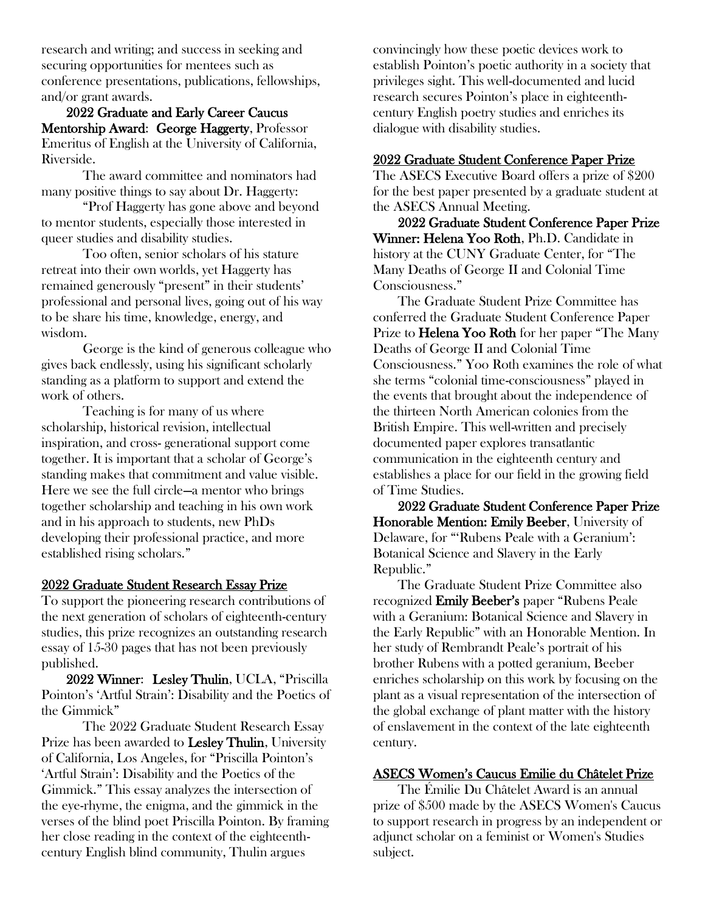research and writing; and success in seeking and securing opportunities for mentees such as conference presentations, publications, fellowships, and/or grant awards.

**2022 Graduate and Early Career Caucus Mentorship Award: George Haggerty**, Professor Emeritus of English at the University of California, Riverside.

The award committee and nominators had many positive things to say about Dr. Haggerty:

"Prof Haggerty has gone above and beyond to mentor students, especially those interested in queer studies and disability studies.

Too often, senior scholars of his stature retreat into their own worlds, yet Haggerty has remained generously "present" in their students' professional and personal lives, going out of his way to be share his time, knowledge, energy, and wisdom.

George is the kind of generous colleague who gives back endlessly, using his significant scholarly standing as a platform to support and extend the work of others.

Teaching is for many of us where scholarship, historical revision, intellectual inspiration, and cross- generational support come together. It is important that a scholar of George's standing makes that commitment and value visible. Here we see the full circle—a mentor who brings together scholarship and teaching in his own work and in his approach to students, new PhDs developing their professional practice, and more established rising scholars."

## 2022 Graduate Student Research Essay Prize

To support the pioneering research contributions of the next generation of scholars of eighteenth-century studies, this prize recognizes an outstanding research essay of 15-30 pages that has not been previously published.

**2022 Winner: Lesley Thulin**, UCLA, "Priscilla Pointon's 'Artful Strain': Disability and the Poetics of the Gimmick"

The 2022 Graduate Student Research Essay Prize has been awarded to **Lesley Thulin**, University of California, Los Angeles, for "Priscilla Pointon's 'Artful Strain': Disability and the Poetics of the Gimmick." This essay analyzes the intersection of the eye-rhyme, the enigma, and the gimmick in the verses of the blind poet Priscilla Pointon. By framing her close reading in the context of the eighteenth-century English blind community, Thulin argues convincingly how these poetic devices work to establish Pointon's poetic authority in a society that privileges sight. This well-documented and lucid research secures Pointon's place in eighteenth-century English poetry studies and enriches its dialogue with disability studies.

## 2022 Graduate Student Conference Paper Prize

The ASECS Executive Board offers a prize of $200 for the best paper presented by a graduate student at the ASECS Annual Meeting.

**2022 Graduate Student Conference Paper Prize Winner: Helena Yoo Roth**, Ph.D. Candidate in history at the CUNY Graduate Center, for "The Many Deaths of George II and Colonial Time Consciousness."

The Graduate Student Prize Committee has conferred the Graduate Student Conference Paper Prize to **Helena Yoo Roth** for her paper "The Many Deaths of George II and Colonial Time Consciousness." Yoo Roth examines the role of what she terms "colonial time-consciousness" played in the events that brought about the independence of the thirteen North American colonies from the British Empire. This well-written and precisely documented paper explores transatlantic communication in the eighteenth century and establishes a place for our field in the growing field of Time Studies.

**2022 Graduate Student Conference Paper Prize Honorable Mention: Emily Beeber**, University of Delaware, for "'Rubens Peale with a Geranium': Botanical Science and Slavery in the Early Republic."

The Graduate Student Prize Committee also recognized **Emily Beeber's** paper "Rubens Peale with a Geranium: Botanical Science and Slavery in the Early Republic" with an Honorable Mention. In her study of Rembrandt Peale's portrait of his brother Rubens with a potted geranium, Beeber enriches scholarship on this work by focusing on the plant as a visual representation of the intersection of the global exchange of plant matter with the history of enslavement in the context of the late eighteenth century.

## ASECS Women's Caucus Emilie du Châtelet Prize

The Émilie Du Châtelet Award is an annual prize of $500 made by the ASECS Women's Caucus to support research in progress by an independent or adjunct scholar on a feminist or Women's Studies subject.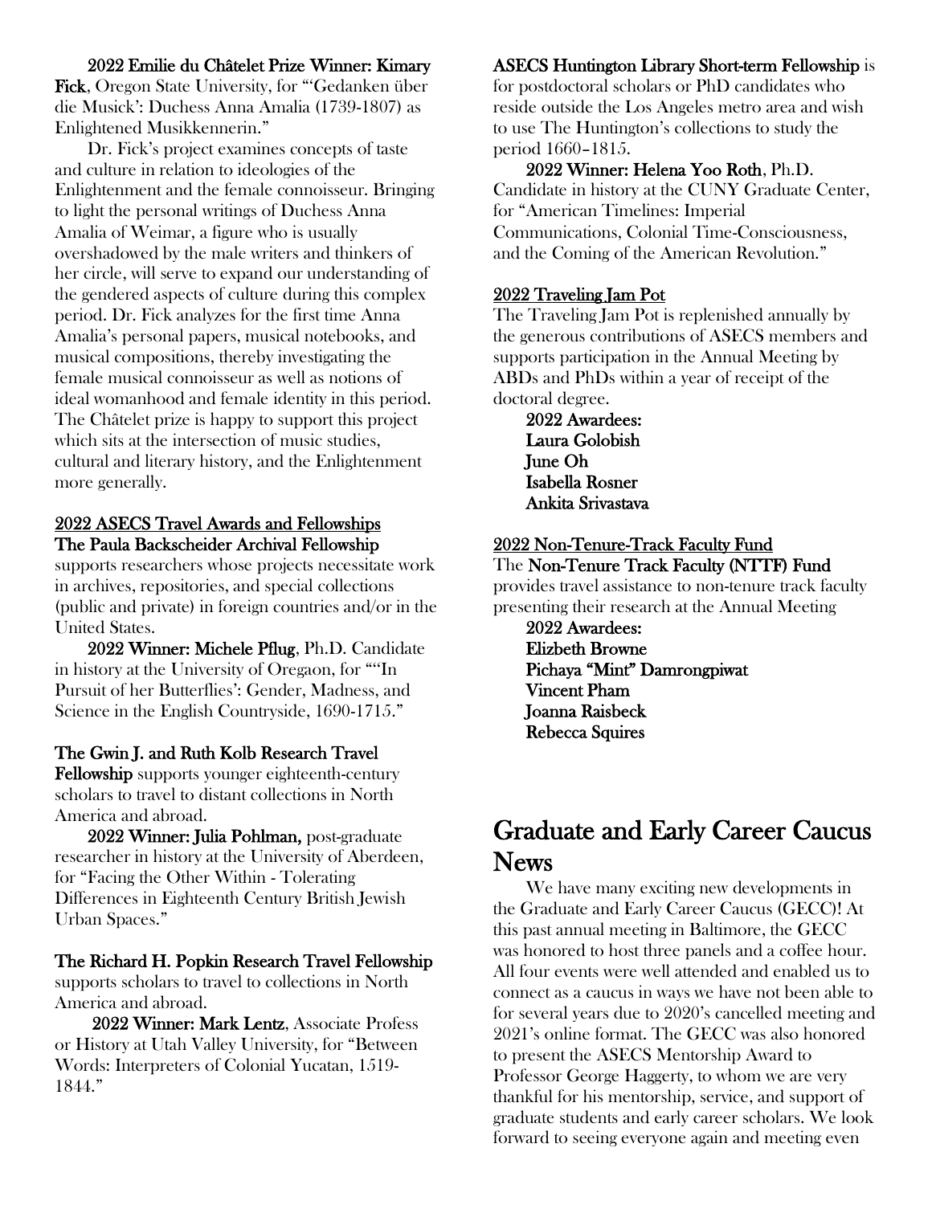**2022 Emilie du Châtelet Prize Winner: Kimary Fick**, Oregon State University, for "'Gedanken über die Musick': Duchess Anna Amalia (1739-1807) as Enlightened Musikkennerin."

Dr. Fick's project examines concepts of taste and culture in relation to ideologies of the Enlightenment and the female connoisseur. Bringing to light the personal writings of Duchess Anna Amalia of Weimar, a figure who is usually overshadowed by the male writers and thinkers of her circle, will serve to expand our understanding of the gendered aspects of culture during this complex period. Dr. Fick analyzes for the first time Anna Amalia's personal papers, musical notebooks, and musical compositions, thereby investigating the female musical connoisseur as well as notions of ideal womanhood and female identity in this period. The Châtelet prize is happy to support this project which sits at the intersection of music studies, cultural and literary history, and the Enlightenment more generally.

## 2022 ASECS Travel Awards and Fellowships

**The Paula Backscheider Archival Fellowship** supports researchers whose projects necessitate work in archives, repositories, and special collections (public and private) in foreign countries and/or in the United States.

**2022 Winner: Michele Pflug**, Ph.D. Candidate in history at the University of Oregaon, for ""In Pursuit of her Butterflies': Gender, Madness, and Science in the English Countryside, 1690-1715."

**The Gwin J. and Ruth Kolb Research Travel Fellowship** supports younger eighteenth-century scholars to travel to distant collections in North America and abroad.

**2022 Winner: Julia Pohlman,** post-graduate researcher in history at the University of Aberdeen, for "Facing the Other Within - Tolerating Differences in Eighteenth Century British Jewish Urban Spaces."

**The Richard H. Popkin Research Travel Fellowship** supports scholars to travel to collections in North America and abroad.

**2022 Winner: Mark Lentz**, Associate Profess or History at Utah Valley University, for "Between Words: Interpreters of Colonial Yucatan, 1519-1844."

**ASECS Huntington Library Short-term Fellowship** is for postdoctoral scholars or PhD candidates who reside outside the Los Angeles metro area and wish to use The Huntington's collections to study the period 1660–1815.

**2022 Winner: Helena Yoo Roth**, Ph.D. Candidate in history at the CUNY Graduate Center, for "American Timelines: Imperial Communications, Colonial Time-Consciousness, and the Coming of the American Revolution."

## 2022 Traveling Jam Pot

The Traveling Jam Pot is replenished annually by the generous contributions of ASECS members and supports participation in the Annual Meeting by ABDs and PhDs within a year of receipt of the doctoral degree.

**2022 Awardees:**
**Laura Golobish**
**June Oh**
**Isabella Rosner**
**Ankita Srivastava**

## 2022 Non-Tenure-Track Faculty Fund

The **Non-Tenure Track Faculty (NTTF) Fund** provides travel assistance to non-tenure track faculty presenting their research at the Annual Meeting

**2022 Awardees:**
**Elizbeth Browne**
**Pichaya "Mint" Damrongpiwat**
**Vincent Pham**
**Joanna Raisbeck**
**Rebecca Squires**

# Graduate and Early Career Caucus News

We have many exciting new developments in the Graduate and Early Career Caucus (GECC)! At this past annual meeting in Baltimore, the GECC was honored to host three panels and a coffee hour. All four events were well attended and enabled us to connect as a caucus in ways we have not been able to for several years due to 2020's cancelled meeting and 2021's online format. The GECC was also honored to present the ASECS Mentorship Award to Professor George Haggerty, to whom we are very thankful for his mentorship, service, and support of graduate students and early career scholars. We look forward to seeing everyone again and meeting even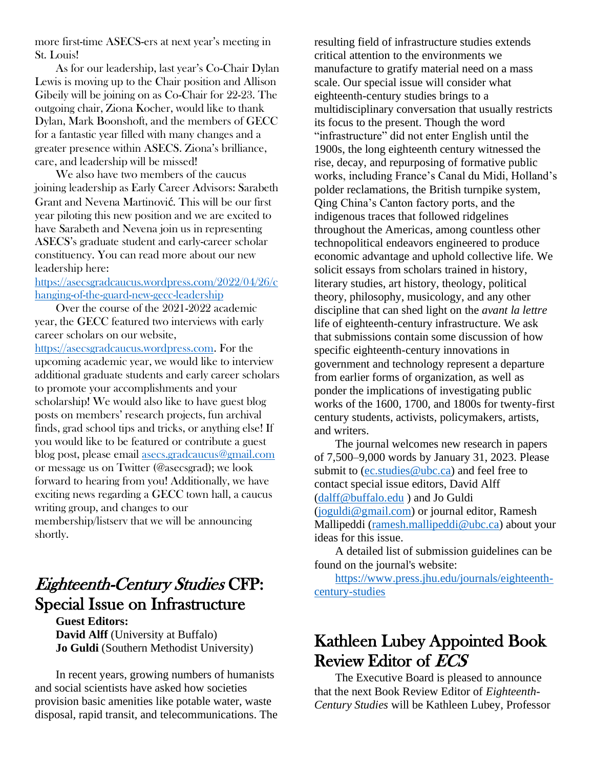more first-time ASECS-ers at next year's meeting in St. Louis!

As for our leadership, last year's Co-Chair Dylan Lewis is moving up to the Chair position and Allison Gibeily will be joining on as Co-Chair for 22-23. The outgoing chair, Ziona Kocher, would like to thank Dylan, Mark Boonshoft, and the members of GECC for a fantastic year filled with many changes and a greater presence within ASECS. Ziona's brilliance, care, and leadership will be missed!

We also have two members of the caucus joining leadership as Early Career Advisors: Sarabeth Grant and Nevena Martinović. This will be our first year piloting this new position and we are excited to have Sarabeth and Nevena join us in representing ASECS's graduate student and early-career scholar constituency. You can read more about our new leadership here: https://asecsgradcaucus.wordpress.com/2022/04/26/changing-of-the-guard-new-gecc-leadership

Over the course of the 2021-2022 academic year, the GECC featured two interviews with early career scholars on our website, https://asecsgradcaucus.wordpress.com. For the upcoming academic year, we would like to interview additional graduate students and early career scholars to promote your accomplishments and your scholarship! We would also like to have guest blog posts on members' research projects, fun archival finds, grad school tips and tricks, or anything else! If you would like to be featured or contribute a guest blog post, please email asecs.gradcaucus@gmail.com or message us on Twitter (@asecsgrad); we look forward to hearing from you! Additionally, we have exciting news regarding a GECC town hall, a caucus writing group, and changes to our membership/listserv that we will be announcing shortly.

## *Eighteenth-Century Studies* CFP: Special Issue on Infrastructure

**Guest Editors:**
**David Alff** (University at Buffalo)
**Jo Guldi** (Southern Methodist University)

In recent years, growing numbers of humanists and social scientists have asked how societies provision basic amenities like potable water, waste disposal, rapid transit, and telecommunications. The resulting field of infrastructure studies extends critical attention to the environments we manufacture to gratify material need on a mass scale. Our special issue will consider what eighteenth-century studies brings to a multidisciplinary conversation that usually restricts its focus to the present. Though the word "infrastructure" did not enter English until the 1900s, the long eighteenth century witnessed the rise, decay, and repurposing of formative public works, including France's Canal du Midi, Holland's polder reclamations, the British turnpike system, Qing China's Canton factory ports, and the indigenous traces that followed ridgelines throughout the Americas, among countless other technopolitical endeavors engineered to produce economic advantage and uphold collective life. We solicit essays from scholars trained in history, literary studies, art history, theology, political theory, philosophy, musicology, and any other discipline that can shed light on the *avant la lettre* life of eighteenth-century infrastructure. We ask that submissions contain some discussion of how specific eighteenth-century innovations in government and technology represent a departure from earlier forms of organization, as well as ponder the implications of investigating public works of the 1600, 1700, and 1800s for twenty-first century students, activists, policymakers, artists, and writers.

The journal welcomes new research in papers of 7,500–9,000 words by January 31, 2023. Please submit to (ec.studies@ubc.ca) and feel free to contact special issue editors, David Alff (dalff@buffalo.edu ) and Jo Guldi (joguldi@gmail.com) or journal editor, Ramesh Mallipeddi (ramesh.mallipeddi@ubc.ca) about your ideas for this issue.

A detailed list of submission guidelines can be found on the journal's website:

https://www.press.jhu.edu/journals/eighteenth-century-studies

## Kathleen Lubey Appointed Book Review Editor of *ECS*

The Executive Board is pleased to announce that the next Book Review Editor of *Eighteenth-Century Studies* will be Kathleen Lubey, Professor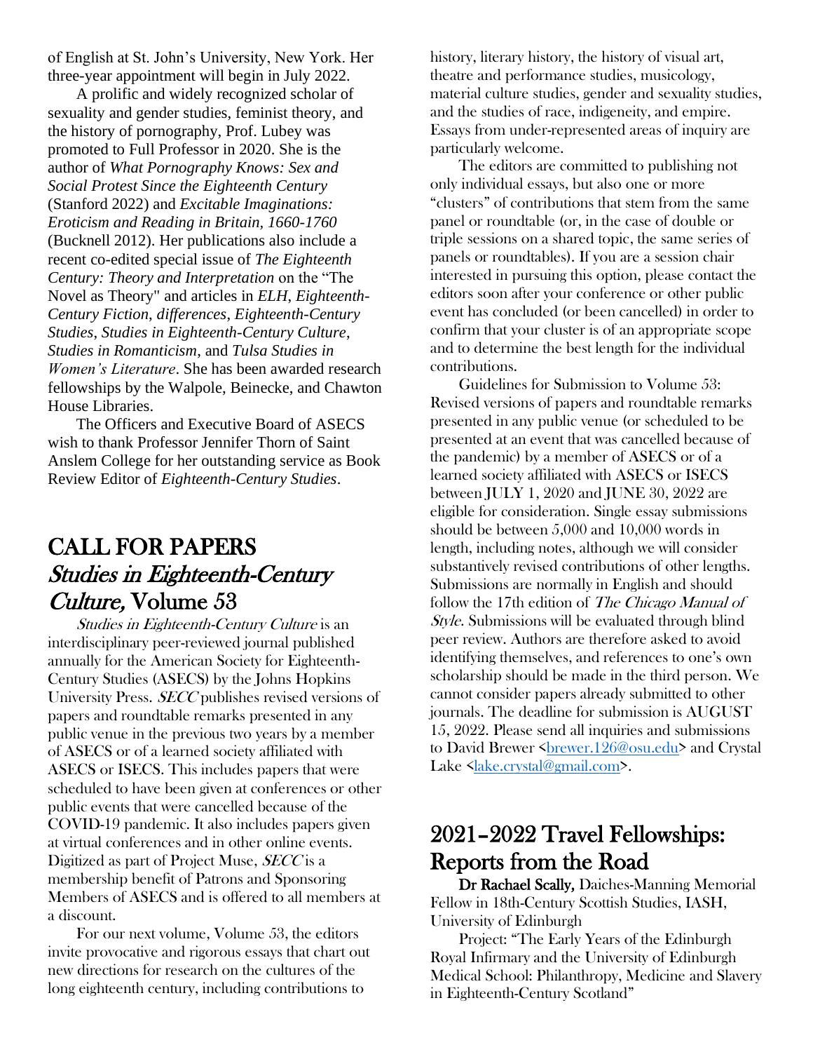of English at St. John's University, New York. Her three-year appointment will begin in July 2022.

A prolific and widely recognized scholar of sexuality and gender studies, feminist theory, and the history of pornography, Prof. Lubey was promoted to Full Professor in 2020. She is the author of *What Pornography Knows: Sex and Social Protest Since the Eighteenth Century* (Stanford 2022) and *Excitable Imaginations: Eroticism and Reading in Britain, 1660-1760* (Bucknell 2012). Her publications also include a recent co-edited special issue of *The Eighteenth Century: Theory and Interpretation* on the "The Novel as Theory" and articles in *ELH*, *Eighteenth-Century Fiction*, *differences*, *Eighteenth-Century Studies*, *Studies in Eighteenth-Century Culture*, *Studies in Romanticism*, and *Tulsa Studies in Women's Literature*. She has been awarded research fellowships by the Walpole, Beinecke, and Chawton House Libraries.

The Officers and Executive Board of ASECS wish to thank Professor Jennifer Thorn of Saint Anslem College for her outstanding service as Book Review Editor of *Eighteenth-Century Studies*.

## CALL FOR PAPERS *Studies in Eighteenth-Century Culture,* Volume 53

*Studies in Eighteenth-Century Culture* is an interdisciplinary peer-reviewed journal published annually for the American Society for Eighteenth-Century Studies (ASECS) by the Johns Hopkins University Press. *SECC* publishes revised versions of papers and roundtable remarks presented in any public venue in the previous two years by a member of ASECS or of a learned society affiliated with ASECS or ISECS. This includes papers that were scheduled to have been given at conferences or other public events that were cancelled because of the COVID-19 pandemic. It also includes papers given at virtual conferences and in other online events. Digitized as part of Project Muse, *SECC* is a membership benefit of Patrons and Sponsoring Members of ASECS and is offered to all members at a discount.

For our next volume, Volume 53, the editors invite provocative and rigorous essays that chart out new directions for research on the cultures of the long eighteenth century, including contributions to history, literary history, the history of visual art, theatre and performance studies, musicology, material culture studies, gender and sexuality studies, and the studies of race, indigeneity, and empire. Essays from under-represented areas of inquiry are particularly welcome.

The editors are committed to publishing not only individual essays, but also one or more "clusters" of contributions that stem from the same panel or roundtable (or, in the case of double or triple sessions on a shared topic, the same series of panels or roundtables). If you are a session chair interested in pursuing this option, please contact the editors soon after your conference or other public event has concluded (or been cancelled) in order to confirm that your cluster is of an appropriate scope and to determine the best length for the individual contributions.

Guidelines for Submission to Volume 53: Revised versions of papers and roundtable remarks presented in any public venue (or scheduled to be presented at an event that was cancelled because of the pandemic) by a member of ASECS or of a learned society affiliated with ASECS or ISECS between JULY 1, 2020 and JUNE 30, 2022 are eligible for consideration. Single essay submissions should be between 5,000 and 10,000 words in length, including notes, although we will consider substantively revised contributions of other lengths. Submissions are normally in English and should follow the 17th edition of *The Chicago Manual of Style*. Submissions will be evaluated through blind peer review. Authors are therefore asked to avoid identifying themselves, and references to one's own scholarship should be made in the third person. We cannot consider papers already submitted to other journals. The deadline for submission is AUGUST 15, 2022. Please send all inquiries and submissions to David Brewer <brewer.126@osu.edu> and Crystal Lake <lake.crystal@gmail.com>.

## 2021–2022 Travel Fellowships: Reports from the Road

**Dr Rachael Scally,** Daiches-Manning Memorial Fellow in 18th-Century Scottish Studies, IASH, University of Edinburgh

Project: "The Early Years of the Edinburgh Royal Infirmary and the University of Edinburgh Medical School: Philanthropy, Medicine and Slavery in Eighteenth-Century Scotland"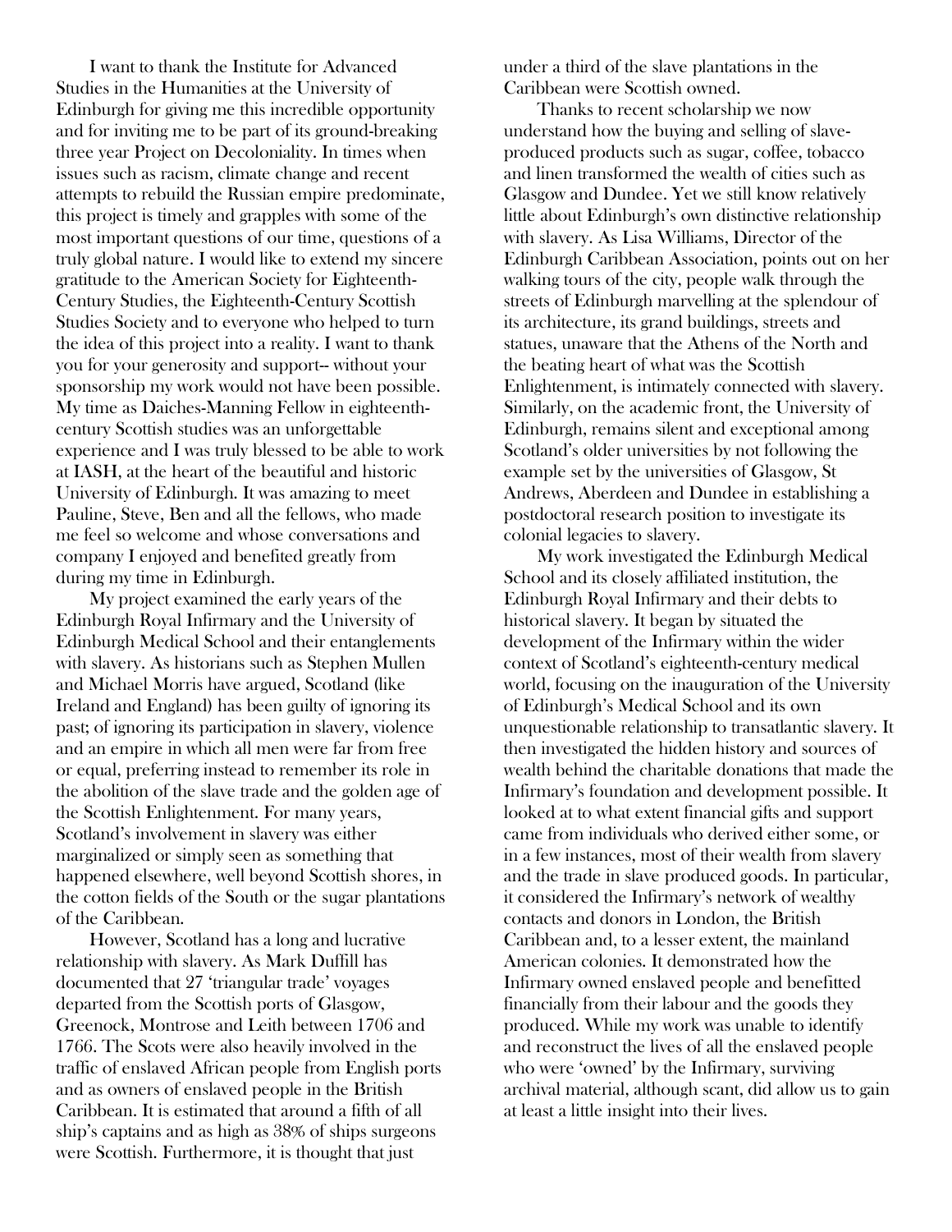I want to thank the Institute for Advanced Studies in the Humanities at the University of Edinburgh for giving me this incredible opportunity and for inviting me to be part of its ground-breaking three year Project on Decoloniality. In times when issues such as racism, climate change and recent attempts to rebuild the Russian empire predominate, this project is timely and grapples with some of the most important questions of our time, questions of a truly global nature. I would like to extend my sincere gratitude to the American Society for Eighteenth-Century Studies, the Eighteenth-Century Scottish Studies Society and to everyone who helped to turn the idea of this project into a reality. I want to thank you for your generosity and support-- without your sponsorship my work would not have been possible. My time as Daiches-Manning Fellow in eighteenth-century Scottish studies was an unforgettable experience and I was truly blessed to be able to work at IASH, at the heart of the beautiful and historic University of Edinburgh. It was amazing to meet Pauline, Steve, Ben and all the fellows, who made me feel so welcome and whose conversations and company I enjoyed and benefited greatly from during my time in Edinburgh.

My project examined the early years of the Edinburgh Royal Infirmary and the University of Edinburgh Medical School and their entanglements with slavery. As historians such as Stephen Mullen and Michael Morris have argued, Scotland (like Ireland and England) has been guilty of ignoring its past; of ignoring its participation in slavery, violence and an empire in which all men were far from free or equal, preferring instead to remember its role in the abolition of the slave trade and the golden age of the Scottish Enlightenment. For many years, Scotland's involvement in slavery was either marginalized or simply seen as something that happened elsewhere, well beyond Scottish shores, in the cotton fields of the South or the sugar plantations of the Caribbean.

However, Scotland has a long and lucrative relationship with slavery. As Mark Duffill has documented that 27 'triangular trade' voyages departed from the Scottish ports of Glasgow, Greenock, Montrose and Leith between 1706 and 1766. The Scots were also heavily involved in the traffic of enslaved African people from English ports and as owners of enslaved people in the British Caribbean. It is estimated that around a fifth of all ship's captains and as high as 38% of ships surgeons were Scottish. Furthermore, it is thought that just under a third of the slave plantations in the Caribbean were Scottish owned.

Thanks to recent scholarship we now understand how the buying and selling of slave-produced products such as sugar, coffee, tobacco and linen transformed the wealth of cities such as Glasgow and Dundee. Yet we still know relatively little about Edinburgh's own distinctive relationship with slavery. As Lisa Williams, Director of the Edinburgh Caribbean Association, points out on her walking tours of the city, people walk through the streets of Edinburgh marvelling at the splendour of its architecture, its grand buildings, streets and statues, unaware that the Athens of the North and the beating heart of what was the Scottish Enlightenment, is intimately connected with slavery. Similarly, on the academic front, the University of Edinburgh, remains silent and exceptional among Scotland's older universities by not following the example set by the universities of Glasgow, St Andrews, Aberdeen and Dundee in establishing a postdoctoral research position to investigate its colonial legacies to slavery.

My work investigated the Edinburgh Medical School and its closely affiliated institution, the Edinburgh Royal Infirmary and their debts to historical slavery. It began by situated the development of the Infirmary within the wider context of Scotland's eighteenth-century medical world, focusing on the inauguration of the University of Edinburgh's Medical School and its own unquestionable relationship to transatlantic slavery. It then investigated the hidden history and sources of wealth behind the charitable donations that made the Infirmary's foundation and development possible. It looked at to what extent financial gifts and support came from individuals who derived either some, or in a few instances, most of their wealth from slavery and the trade in slave produced goods. In particular, it considered the Infirmary's network of wealthy contacts and donors in London, the British Caribbean and, to a lesser extent, the mainland American colonies. It demonstrated how the Infirmary owned enslaved people and benefitted financially from their labour and the goods they produced. While my work was unable to identify and reconstruct the lives of all the enslaved people who were 'owned' by the Infirmary, surviving archival material, although scant, did allow us to gain at least a little insight into their lives.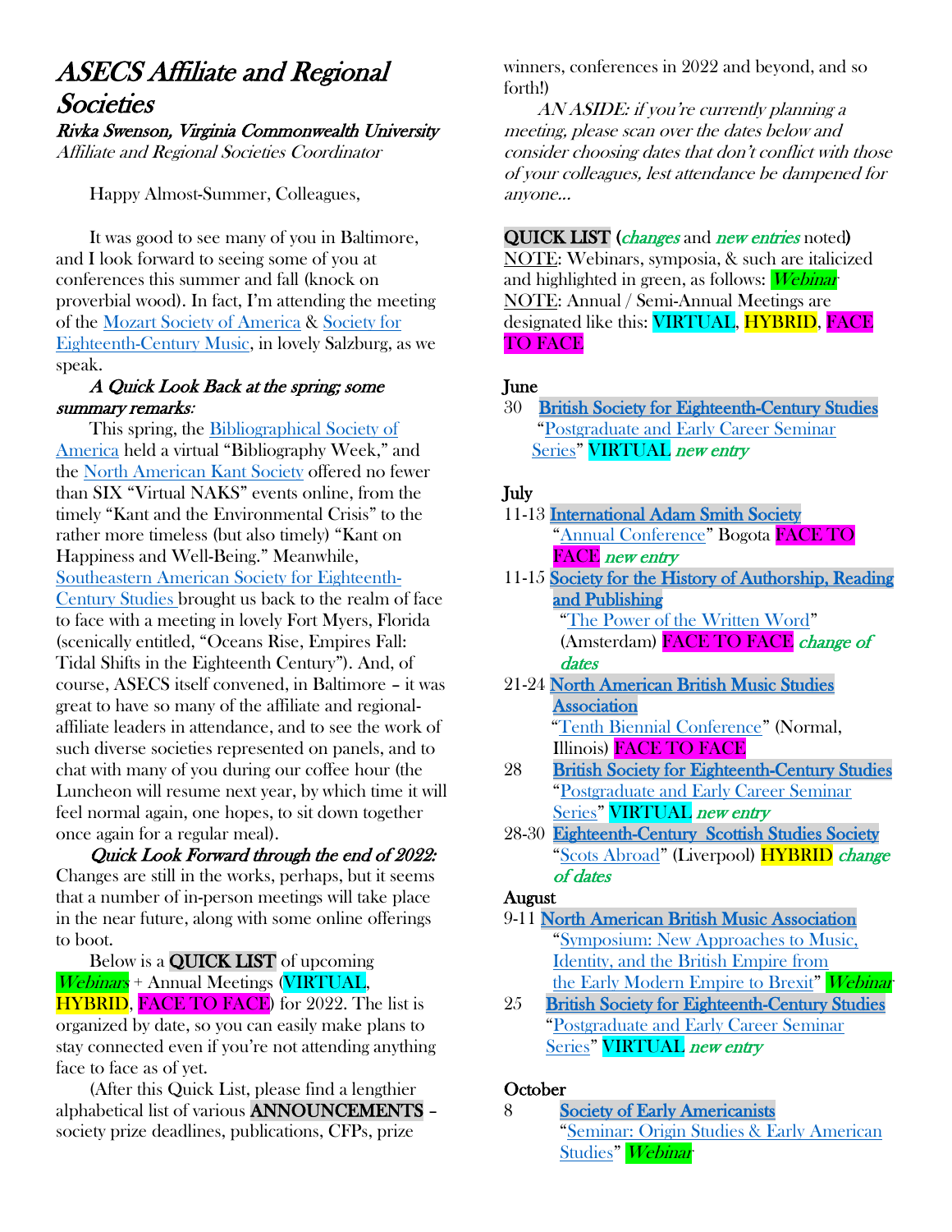# *ASECS Affiliate and Regional Societies*

***Rivka Swenson, Virginia Commonwealth University***
*Affiliate and Regional Societies Coordinator*

Happy Almost-Summer, Colleagues,

It was good to see many of you in Baltimore, and I look forward to seeing some of you at conferences this summer and fall (knock on proverbial wood). In fact, I'm attending the meeting of the Mozart Society of America & Society for Eighteenth-Century Music, in lovely Salzburg, as we speak.

***A Quick Look Back at the spring; some summary remarks:***

This spring, the Bibliographical Society of America held a virtual "Bibliography Week," and the North American Kant Society offered no fewer than SIX "Virtual NAKS" events online, from the timely "Kant and the Environmental Crisis" to the rather more timeless (but also timely) "Kant on Happiness and Well-Being." Meanwhile, Southeastern American Society for Eighteenth-Century Studies brought us back to the realm of face to face with a meeting in lovely Fort Myers, Florida (scenically entitled, "Oceans Rise, Empires Fall: Tidal Shifts in the Eighteenth Century"). And, of course, ASECS itself convened, in Baltimore – it was great to have so many of the affiliate and regional-affiliate leaders in attendance, and to see the work of such diverse societies represented on panels, and to chat with many of you during our coffee hour (the Luncheon will resume next year, by which time it will feel normal again, one hopes, to sit down together once again for a regular meal).

***Quick Look Forward through the end of 2022:***
Changes are still in the works, perhaps, but it seems that a number of in-person meetings will take place in the near future, along with some online offerings to boot.

Below is a **QUICK LIST** of upcoming *Webinars* + Annual Meetings (VIRTUAL, HYBRID, FACE TO FACE) for 2022. The list is organized by date, so you can easily make plans to stay connected even if you're not attending anything face to face as of yet.

(After this Quick List, please find a lengthier alphabetical list of various **ANNOUNCEMENTS** – society prize deadlines, publications, CFPs, prize winners, conferences in 2022 and beyond, and so forth!)

*AN ASIDE: if you're currently planning a meeting, please scan over the dates below and consider choosing dates that don't conflict with those of your colleagues, lest attendance be dampened for anyone…*

**QUICK LIST** (*changes* and *new entries* noted)
NOTE: Webinars, symposia, & such are italicized and highlighted in green, as follows: *Webinar*
NOTE: Annual / Semi-Annual Meetings are designated like this: VIRTUAL, HYBRID, FACE TO FACE

**June**

- 30 British Society for Eighteenth-Century Studies "Postgraduate and Early Career Seminar Series" VIRTUAL *new entry*

**July**

- 11-13 International Adam Smith Society "Annual Conference" Bogota FACE TO FACE *new entry*
- 11-15 Society for the History of Authorship, Reading and Publishing "The Power of the Written Word" (Amsterdam) FACE TO FACE *change of dates*
- 21-24 North American British Music Studies Association "Tenth Biennial Conference" (Normal, Illinois) FACE TO FACE
- 28 British Society for Eighteenth-Century Studies "Postgraduate and Early Career Seminar Series" VIRTUAL *new entry*
- 28-30 Eighteenth-Century Scottish Studies Society "Scots Abroad" (Liverpool) HYBRID *change of dates*

**August**

- 9-11 North American British Music Association "Symposium: New Approaches to Music, Identity, and the British Empire from the Early Modern Empire to Brexit" *Webinar*
- 25 British Society for Eighteenth-Century Studies "Postgraduate and Early Career Seminar Series" VIRTUAL *new entry*

**October**

- 8 Society of Early Americanists "Seminar: Origin Studies & Early American Studies" *Webinar*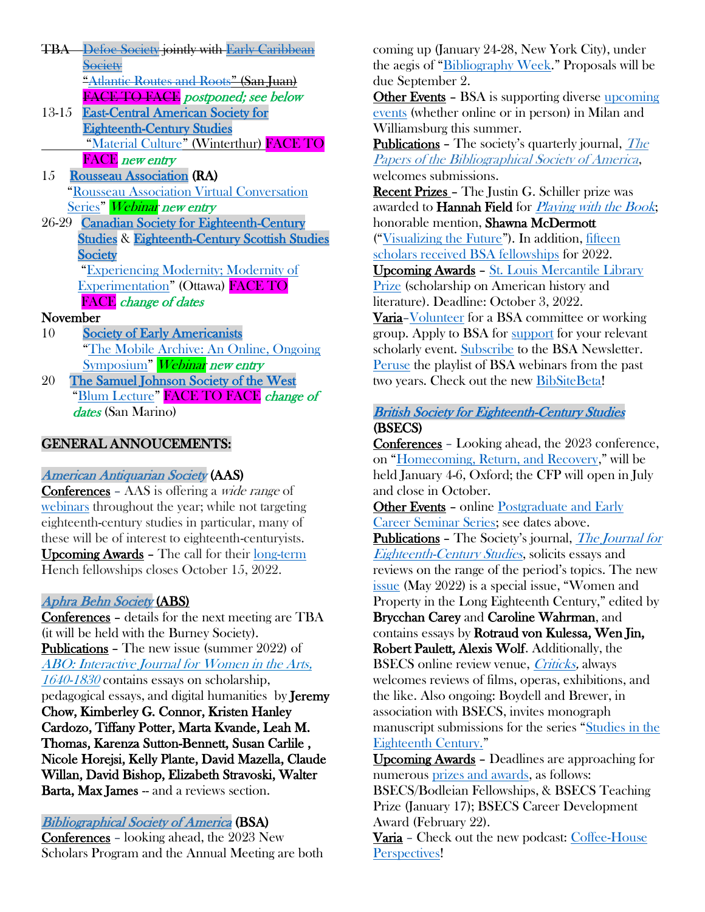~~TBA Defoe Society jointly with Early Caribbean Society~~
~~"Atlantic Routes and Roots" (San Juan)~~
~~FACE TO FACE~~ *postponed; see below*

13-15 **East-Central American Society for Eighteenth-Century Studies**
"Material Culture" (Winterthur) FACE TO FACE *new entry*

15 **Rousseau Association** (RA)
"Rousseau Association Virtual Conversation Series" *Webinar new entry*

26-29 **Canadian Society for Eighteenth-Century Studies** & **Eighteenth-Century Scottish Studies Society**
"Experiencing Modernity; Modernity of Experimentation" (Ottawa) FACE TO FACE *change of dates*

November

10 **Society of Early Americanists**
"The Mobile Archive: An Online, Ongoing Symposium" *Webinar new entry*

20 **The Samuel Johnson Society of the West**
"Blum Lecture" FACE TO FACE *change of dates* (San Marino)

## GENERAL ANNOUCEMENTS:

***American Antiquarian Society*** **(AAS)**

**Conferences** – AAS is offering a *wide range* of webinars throughout the year; while not targeting eighteenth-century studies in particular, many of these will be of interest to eighteenth-centuryists.

**Upcoming Awards** – The call for their long-term Hench fellowships closes October 15, 2022.

***Aphra Behn Society*** **(ABS)**

**Conferences** – details for the next meeting are TBA (it will be held with the Burney Society).

**Publications** – The new issue (summer 2022) of *ABO: Interactive Journal for Women in the Arts, 1640-1830* contains essays on scholarship, pedagogical essays, and digital humanities by **Jeremy Chow, Kimberley G. Connor, Kristen Hanley Cardozo, Tiffany Potter, Marta Kvande, Leah M. Thomas, Karenza Sutton-Bennett, Susan Carlile , Nicole Horejsi, Kelly Plante, David Mazella, Claude Willan, David Bishop, Elizabeth Stravoski, Walter Barta, Max James** -- and a reviews section.

***Bibliographical Society of America*** (BSA)

**Conferences** – looking ahead, the 2023 New Scholars Program and the Annual Meeting are both coming up (January 24-28, New York City), under the aegis of "Bibliography Week." Proposals will be due September 2.

**Other Events** – BSA is supporting diverse upcoming events (whether online or in person) in Milan and Williamsburg this summer.

**Publications** – The society's quarterly journal, *The Papers of the Bibliographical Society of America*, welcomes submissions.

**Recent Prizes** – The Justin G. Schiller prize was awarded to **Hannah Field** for *Playing with the Book*; honorable mention, **Shawna McDermott** ("Visualizing the Future"). In addition, fifteen scholars received BSA fellowships for 2022.

**Upcoming Awards** – St. Louis Mercantile Library Prize (scholarship on American history and literature). Deadline: October 3, 2022.

**Varia**–Volunteer for a BSA committee or working group. Apply to BSA for support for your relevant scholarly event. Subscribe to the BSA Newsletter. Peruse the playlist of BSA webinars from the past two years. Check out the new BibSiteBeta!

***British Society for Eighteenth-Century Studies*** **(BSECS)**

**Conferences** – Looking ahead, the 2023 conference, on "Homecoming, Return, and Recovery," will be held January 4-6, Oxford; the CFP will open in July and close in October.

**Other Events** – online Postgraduate and Early Career Seminar Series; see dates above.

**Publications** – The Society's journal, *The Journal for Eighteenth-Century Studies*, solicits essays and reviews on the range of the period's topics. The new issue (May 2022) is a special issue, "Women and Property in the Long Eighteenth Century," edited by **Brycchan Carey** and **Caroline Wahrman**, and contains essays by **Rotraud von Kulessa, Wen Jin, Robert Paulett, Alexis Wolf**. Additionally, the BSECS online review venue, *Criticks*, always welcomes reviews of films, operas, exhibitions, and the like. Also ongoing: Boydell and Brewer, in association with BSECS, invites monograph manuscript submissions for the series "Studies in the Eighteenth Century."

**Upcoming Awards** – Deadlines are approaching for numerous prizes and awards, as follows: BSECS/Bodleian Fellowships, & BSECS Teaching Prize (January 17); BSECS Career Development Award (February 22).

**Varia** – Check out the new podcast: Coffee-House Perspectives!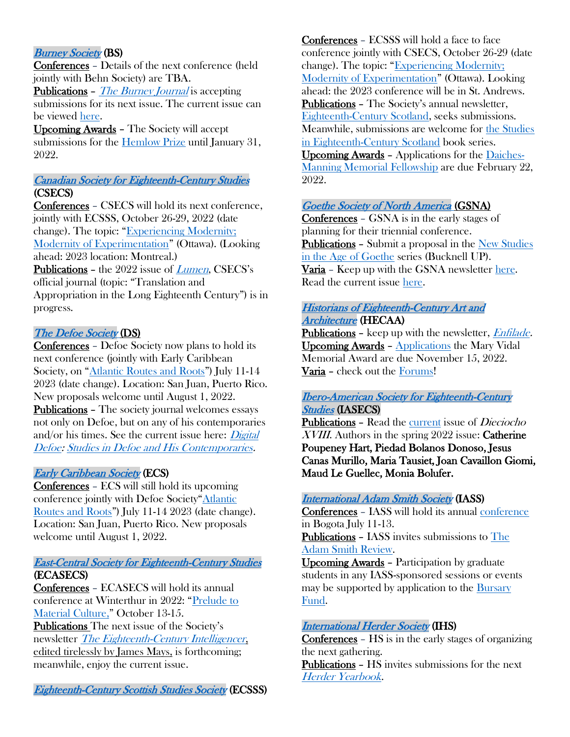***Burney Society*** **(BS)**

Conferences – Details of the next conference (held jointly with Behn Society) are TBA.

Publications – *The Burney Journal* is accepting submissions for its next issue. The current issue can be viewed here.

Upcoming Awards – The Society will accept submissions for the Hemlow Prize until January 31, 2022.

***Canadian Society for Eighteenth-Century Studies*** **(CSECS)**

Conferences – CSECS will hold its next conference, jointly with ECSSS, October 26-29, 2022 (date change). The topic: "Experiencing Modernity; Modernity of Experimentation" (Ottawa). (Looking ahead: 2023 location: Montreal.)

Publications – the 2022 issue of *Lumen*, CSECS's official journal (topic: "Translation and Appropriation in the Long Eighteenth Century") is in progress.

***The Defoe Society*** **(DS)**

Conferences – Defoe Society now plans to hold its next conference (jointly with Early Caribbean Society, on "Atlantic Routes and Roots") July 11-14 2023 (date change). Location: San Juan, Puerto Rico. New proposals welcome until August 1, 2022.

Publications – The society journal welcomes essays not only on Defoe, but on any of his contemporaries and/or his times. See the current issue here: *Digital Defoe: Studies in Defoe and His Contemporaries*.

***Early Caribbean Society*** **(ECS)**

Conferences – ECS will still hold its upcoming conference jointly with Defoe Society"Atlantic Routes and Roots") July 11-14 2023 (date change). Location: San Juan, Puerto Rico. New proposals welcome until August 1, 2022.

***East-Central Society for Eighteenth-Century Studies*** **(ECASECS)**

Conferences – ECASECS will hold its annual conference at Winterthur in 2022: "Prelude to Material Culture," October 13-15.

Publications The next issue of the Society's newsletter *The Eighteenth-Century Intelligencer*, edited tirelessly by James Mays, is forthcoming; meanwhile, enjoy the current issue.

***Eighteenth-Century Scottish Studies Society*** **(ECSSS)**

Conferences – ECSSS will hold a face to face conference jointly with CSECS, October 26-29 (date change). The topic: "Experiencing Modernity; Modernity of Experimentation" (Ottawa). Looking ahead: the 2023 conference will be in St. Andrews.

Publications – The Society's annual newsletter, Eighteenth-Century Scotland, seeks submissions. Meanwhile, submissions are welcome for the Studies in Eighteenth-Century Scotland book series.

Upcoming Awards – Applications for the Daiches-Manning Memorial Fellowship are due February 22, 2022.

***Goethe Society of North America*** **(GSNA)**

Conferences – GSNA is in the early stages of planning for their triennial conference.

Publications – Submit a proposal in the New Studies in the Age of Goethe series (Bucknell UP).

Varia – Keep up with the GSNA newsletter here. Read the current issue here.

***Historians of Eighteenth-Century Art and Architecture*** **(HECAA)**

Publications – keep up with the newsletter, *Enfilade*.

Upcoming Awards – Applications the Mary Vidal Memorial Award are due November 15, 2022.

Varia – check out the Forums!

***Ibero-American Society for Eighteenth-Century Studies*** **(IASECS)**

Publications – Read the current issue of *Dieciocho XVIII*. Authors in the spring 2022 issue: **Catherine Poupeney Hart, Piedad Bolanos Donoso, Jesus Canas Murillo, Maria Tausiet, Joan Cavaillon Giomi, Maud Le Guellec, Monia Bolufer.**

***International Adam Smith Society*** **(IASS)**

Conferences – IASS will hold its annual conference in Bogota July 11-13.

Publications – IASS invites submissions to The Adam Smith Review.

Upcoming Awards – Participation by graduate students in any IASS-sponsored sessions or events may be supported by application to the Bursary Fund.

***International Herder Society*** **(IHS)**

Conferences – HS is in the early stages of organizing the next gathering.

Publications – HS invites submissions for the next *Herder Yearbook*.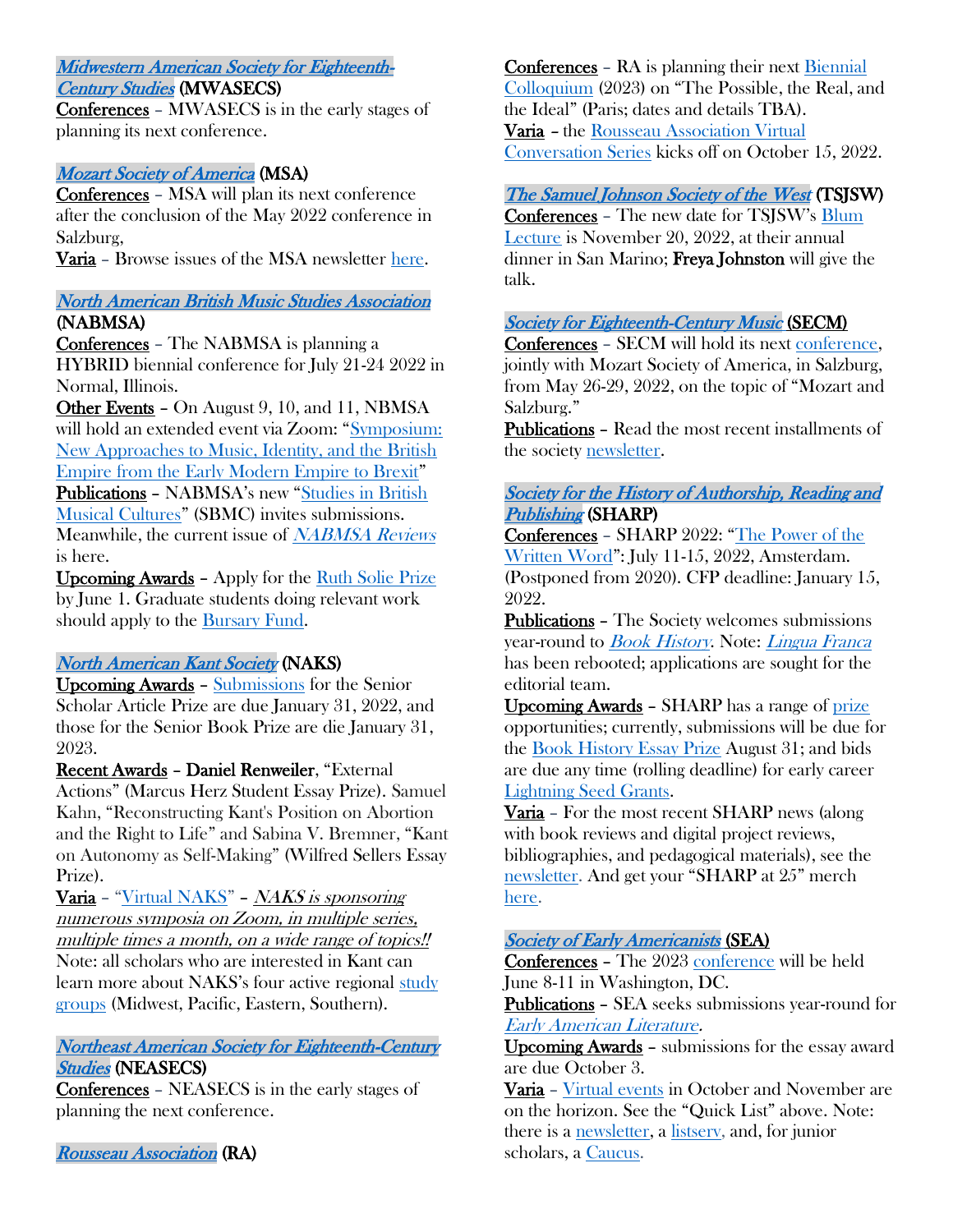***Midwestern American Society for Eighteenth-Century Studies*** **(MWASECS)**

Conferences – MWASECS is in the early stages of planning its next conference.

***Mozart Society of America*** **(MSA)**

Conferences – MSA will plan its next conference after the conclusion of the May 2022 conference in Salzburg,

Varia – Browse issues of the MSA newsletter here.

***North American British Music Studies Association*** **(NABMSA)**

Conferences – The NABMSA is planning a HYBRID biennial conference for July 21-24 2022 in Normal, Illinois.

Other Events – On August 9, 10, and 11, NBMSA will hold an extended event via Zoom: "Symposium: New Approaches to Music, Identity, and the British Empire from the Early Modern Empire to Brexit"

Publications – NABMSA's new "Studies in British Musical Cultures" (SBMC) invites submissions. Meanwhile, the current issue of *NABMSA Reviews* is here.

Upcoming Awards – Apply for the Ruth Solie Prize by June 1. Graduate students doing relevant work should apply to the Bursary Fund.

***North American Kant Society*** **(NAKS)**

Upcoming Awards – Submissions for the Senior Scholar Article Prize are due January 31, 2022, and those for the Senior Book Prize are die January 31, 2023.

Recent Awards – **Daniel Renweiler**, "External Actions" (Marcus Herz Student Essay Prize). Samuel Kahn, "Reconstructing Kant's Position on Abortion and the Right to Life" and Sabina V. Bremner, "Kant on Autonomy as Self-Making" (Wilfred Sellers Essay Prize).

Varia – "Virtual NAKS" – *NAKS is sponsoring numerous symposia on Zoom, in multiple series, multiple times a month, on a wide range of topics!!* Note: all scholars who are interested in Kant can learn more about NAKS's four active regional study groups (Midwest, Pacific, Eastern, Southern).

***Northeast American Society for Eighteenth-Century Studies*** **(NEASECS)**

Conferences – NEASECS is in the early stages of planning the next conference.

***Rousseau Association*** **(RA)**

Conferences – RA is planning their next Biennial Colloquium (2023) on "The Possible, the Real, and the Ideal" (Paris; dates and details TBA).

Varia – the Rousseau Association Virtual Conversation Series kicks off on October 15, 2022.

***The Samuel Johnson Society of the West*** **(TSJSW)**

Conferences – The new date for TSJSW's Blum Lecture is November 20, 2022, at their annual dinner in San Marino; **Freya Johnston** will give the talk.

***Society for Eighteenth-Century Music*** **(SECM)**

Conferences – SECM will hold its next conference, jointly with Mozart Society of America, in Salzburg, from May 26-29, 2022, on the topic of "Mozart and Salzburg."

Publications – Read the most recent installments of the society newsletter.

***Society for the History of Authorship, Reading and Publishing*** **(SHARP)**

Conferences – SHARP 2022: "The Power of the Written Word": July 11-15, 2022, Amsterdam. (Postponed from 2020). CFP deadline: January 15, 2022.

Publications – The Society welcomes submissions year-round to *Book History*. Note: *Lingua Franca* has been rebooted; applications are sought for the editorial team.

Upcoming Awards – SHARP has a range of prize opportunities; currently, submissions will be due for the Book History Essay Prize August 31; and bids are due any time (rolling deadline) for early career Lightning Seed Grants.

Varia – For the most recent SHARP news (along with book reviews and digital project reviews, bibliographies, and pedagogical materials), see the newsletter. And get your "SHARP at 25" merch here.

***Society of Early Americanists*** **(SEA)**

Conferences – The 2023 conference will be held June 8-11 in Washington, DC.

Publications – SEA seeks submissions year-round for *Early American Literature*.

Upcoming Awards – submissions for the essay award are due October 3.

Varia – Virtual events in October and November are on the horizon. See the "Quick List" above. Note: there is a newsletter, a listserv, and, for junior scholars, a Caucus.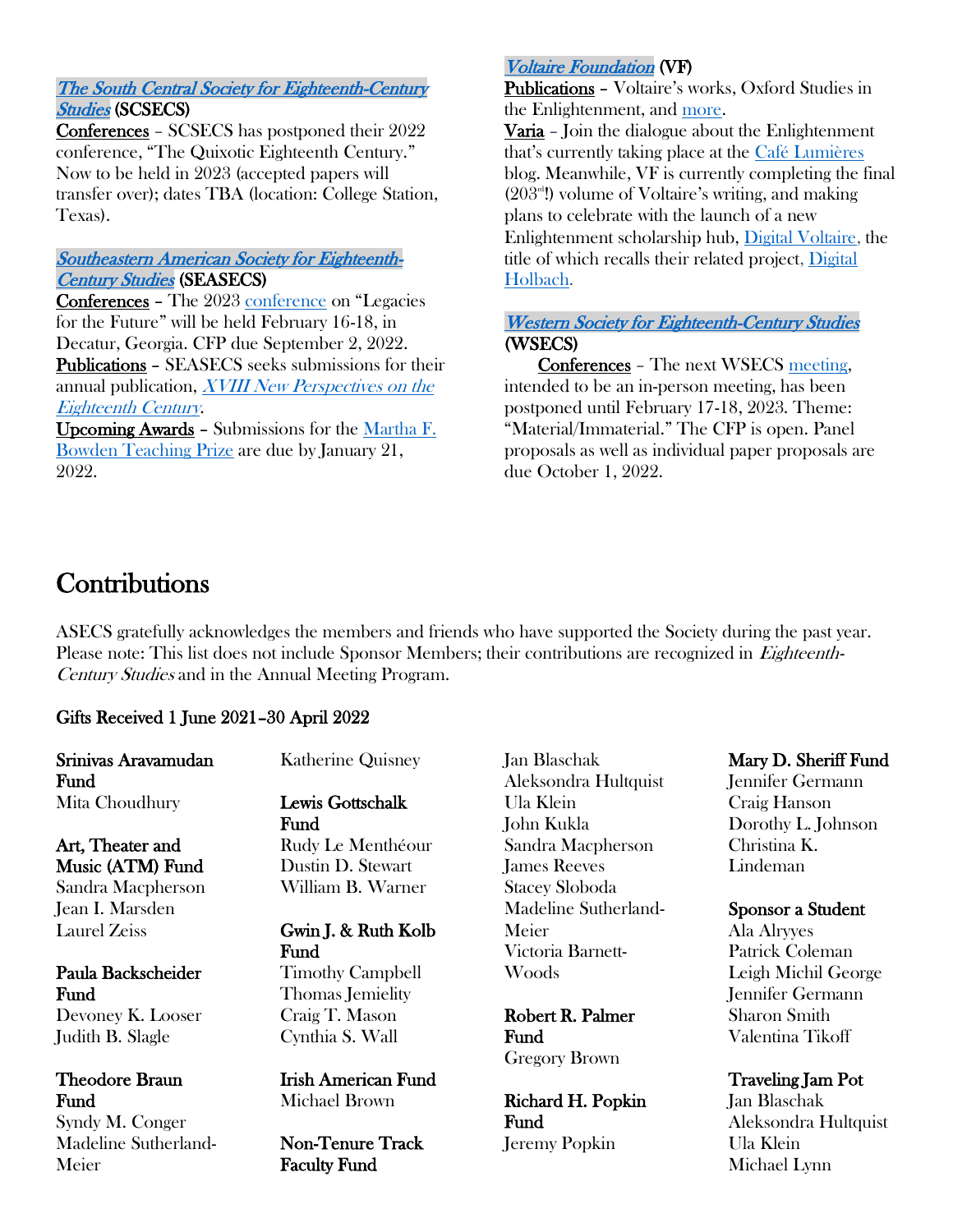***The South Central Society for Eighteenth-Century Studies*** **(SCSECS)**

**Conferences** – SCSECS has postponed their 2022 conference, "The Quixotic Eighteenth Century." Now to be held in 2023 (accepted papers will transfer over); dates TBA (location: College Station, Texas).

***Southeastern American Society for Eighteenth-Century Studies*** **(SEASECS)**

**Conferences** – The 2023 conference on "Legacies for the Future" will be held February 16-18, in Decatur, Georgia. CFP due September 2, 2022.

**Publications** – SEASECS seeks submissions for their annual publication, *XVIII New Perspectives on the Eighteenth Century*.

**Upcoming Awards** – Submissions for the Martha F. Bowden Teaching Prize are due by January 21, 2022.

***Voltaire Foundation*** **(VF)**

**Publications** – Voltaire's works, Oxford Studies in the Enlightenment, and more.

**Varia** – Join the dialogue about the Enlightenment that's currently taking place at the Café Lumières blog. Meanwhile, VF is currently completing the final (203rd!) volume of Voltaire's writing, and making plans to celebrate with the launch of a new Enlightenment scholarship hub, Digital Voltaire, the title of which recalls their related project, Digital Holbach.

***Western Society for Eighteenth-Century Studies*** **(WSECS)**

**Conferences** – The next WSECS meeting, intended to be an in-person meeting, has been postponed until February 17-18, 2023. Theme: "Material/Immaterial." The CFP is open. Panel proposals as well as individual paper proposals are due October 1, 2022.

# Contributions

ASECS gratefully acknowledges the members and friends who have supported the Society during the past year. Please note: This list does not include Sponsor Members; their contributions are recognized in *Eighteenth-Century Studies* and in the Annual Meeting Program.

**Gifts Received 1 June 2021–30 April 2022**

**Srinivas Aravamudan Fund**
Mita Choudhury

**Art, Theater and Music (ATM) Fund**
Sandra Macpherson
Jean I. Marsden
Laurel Zeiss

**Paula Backscheider Fund**
Devoney K. Looser
Judith B. Slagle

**Theodore Braun Fund**
Syndy M. Conger
Madeline Sutherland-Meier
Katherine Quisney

**Lewis Gottschalk Fund**
Rudy Le Menthéour
Dustin D. Stewart
William B. Warner

**Gwin J. & Ruth Kolb Fund**
Timothy Campbell
Thomas Jemielity
Craig T. Mason
Cynthia S. Wall

**Irish American Fund**
Michael Brown

**Non-Tenure Track Faculty Fund**
Jan Blaschak
Aleksondra Hultquist
Ula Klein
John Kukla
Sandra Macpherson
James Reeves
Stacey Sloboda
Madeline Sutherland-Meier
Victoria Barnett-Woods

**Robert R. Palmer Fund**
Gregory Brown

**Richard H. Popkin Fund**
Jeremy Popkin

**Mary D. Sheriff Fund**
Jennifer Germann
Craig Hanson
Dorothy L. Johnson
Christina K. Lindeman

**Sponsor a Student**
Ala Alryyes
Patrick Coleman
Leigh Michil George
Jennifer Germann
Sharon Smith
Valentina Tikoff

**Traveling Jam Pot**
Jan Blaschak
Aleksondra Hultquist
Ula Klein
Michael Lynn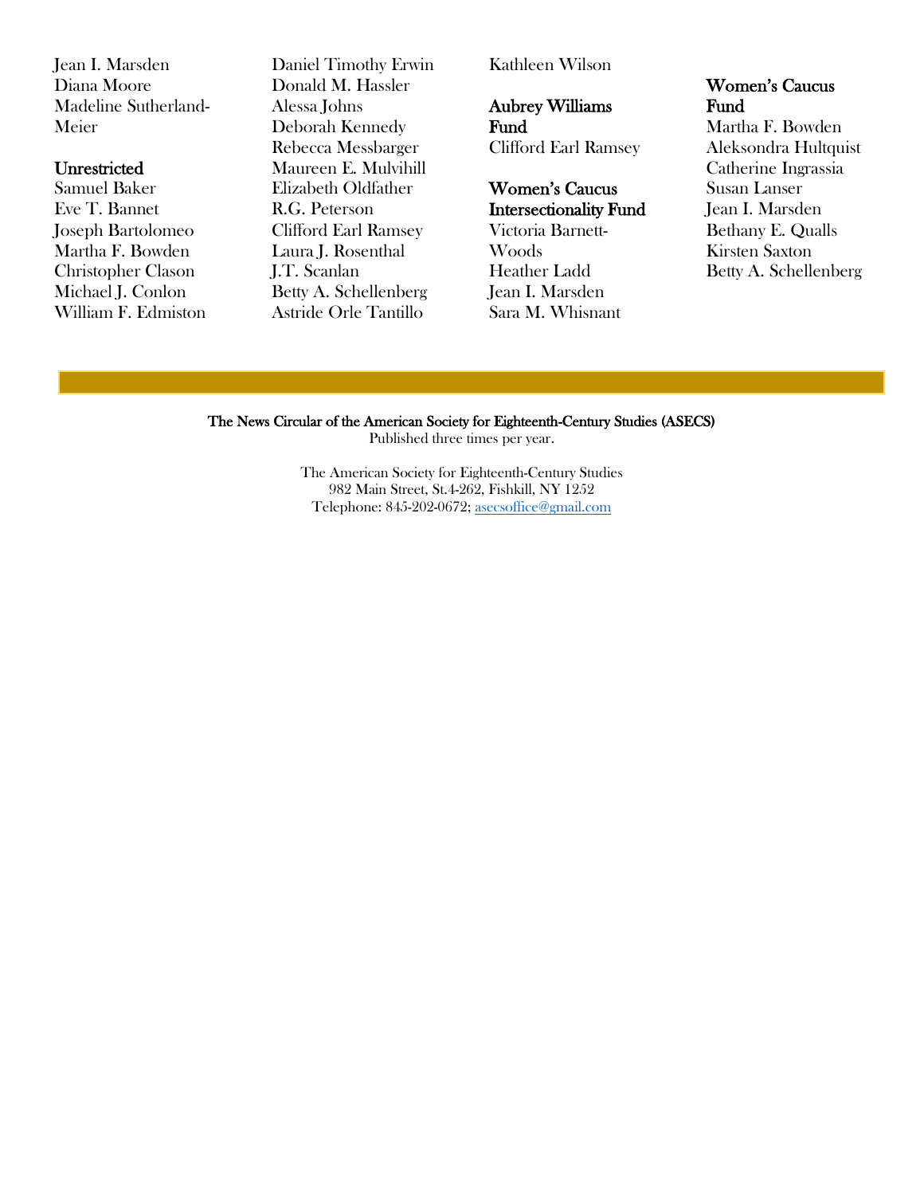Jean I. Marsden
Diana Moore
Madeline Sutherland-Meier

**Unrestricted**
Samuel Baker
Eve T. Bannet
Joseph Bartolomeo
Martha F. Bowden
Christopher Clason
Michael J. Conlon
William F. Edmiston
Daniel Timothy Erwin
Donald M. Hassler
Alessa Johns
Deborah Kennedy
Rebecca Messbarger
Maureen E. Mulvihill
Elizabeth Oldfather
R.G. Peterson
Clifford Earl Ramsey
Laura J. Rosenthal
J.T. Scanlan
Betty A. Schellenberg
Astride Orle Tantillo
Kathleen Wilson

**Aubrey Williams Fund**
Clifford Earl Ramsey

**Women's Caucus Intersectionality Fund**
Victoria Barnett-Woods
Heather Ladd
Jean I. Marsden
Sara M. Whisnant

**Women's Caucus Fund**
Martha F. Bowden
Aleksondra Hultquist
Catherine Ingrassia
Susan Lanser
Jean I. Marsden
Bethany E. Qualls
Kirsten Saxton
Betty A. Schellenberg

---

**The News Circular of the American Society for Eighteenth-Century Studies (ASECS)**
Published three times per year.

The American Society for Eighteenth-Century Studies
982 Main Street, St.4-262, Fishkill, NY 1252
Telephone: 845-202-0672; asecsoffice@gmail.com